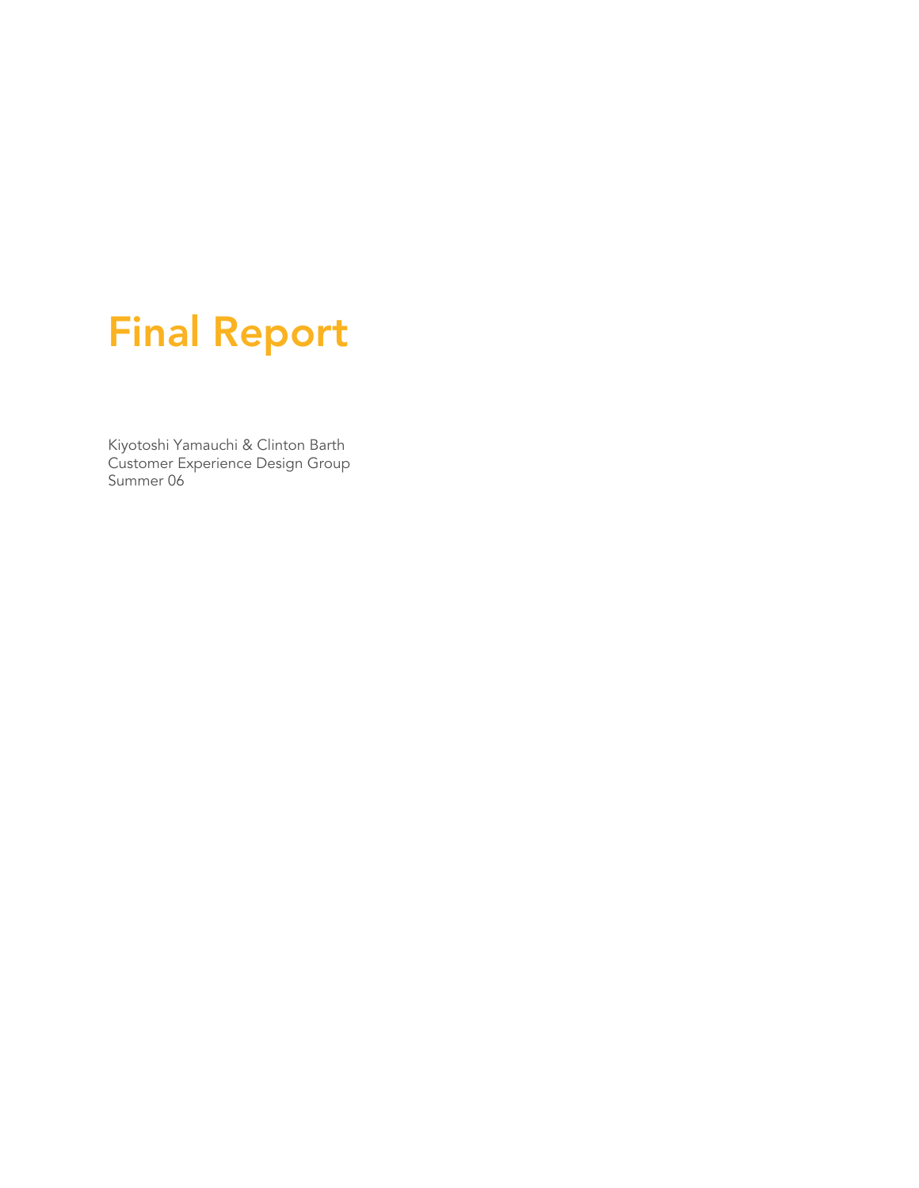# Final Report

Kiyotoshi Yamauchi & Clinton Barth
Customer Experience Design Group
Summer 06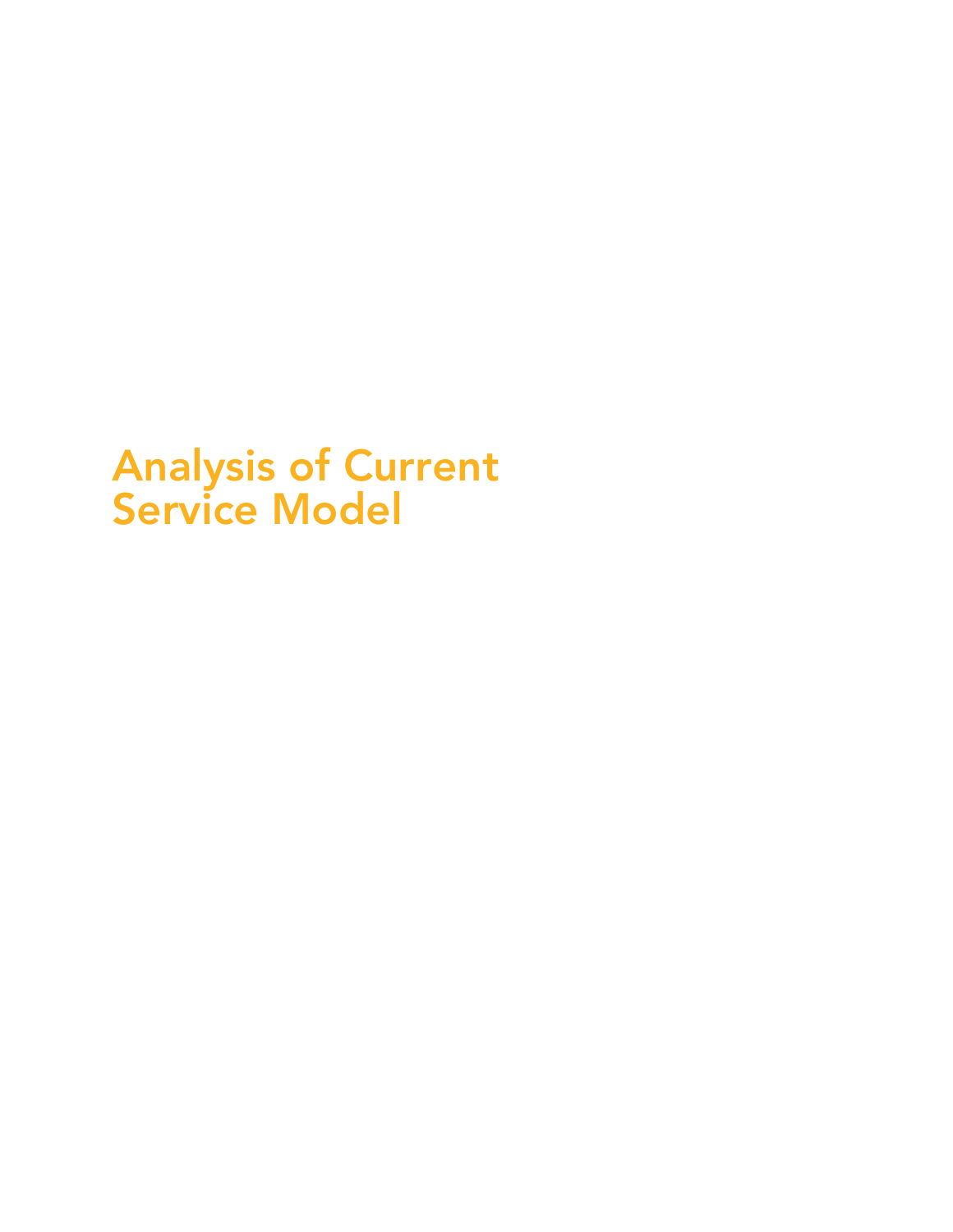# Analysis of Current Service Model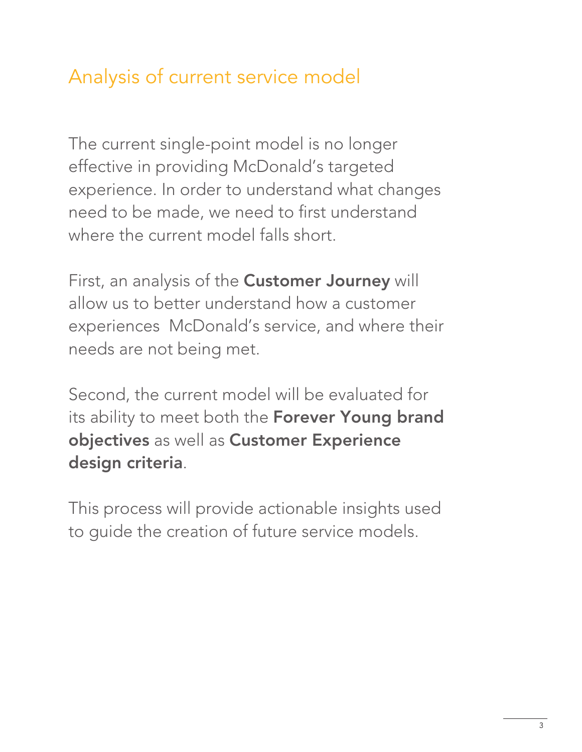# Analysis of current service model

The current single-point model is no longer effective in providing McDonald's targeted experience. In order to understand what changes need to be made, we need to first understand where the current model falls short.

First, an analysis of the **Customer Journey** will allow us to better understand how a customer experiences McDonald's service, and where their needs are not being met.

Second, the current model will be evaluated for its ability to meet both the **Forever Young brand objectives** as well as **Customer Experience design criteria**.

This process will provide actionable insights used to guide the creation of future service models.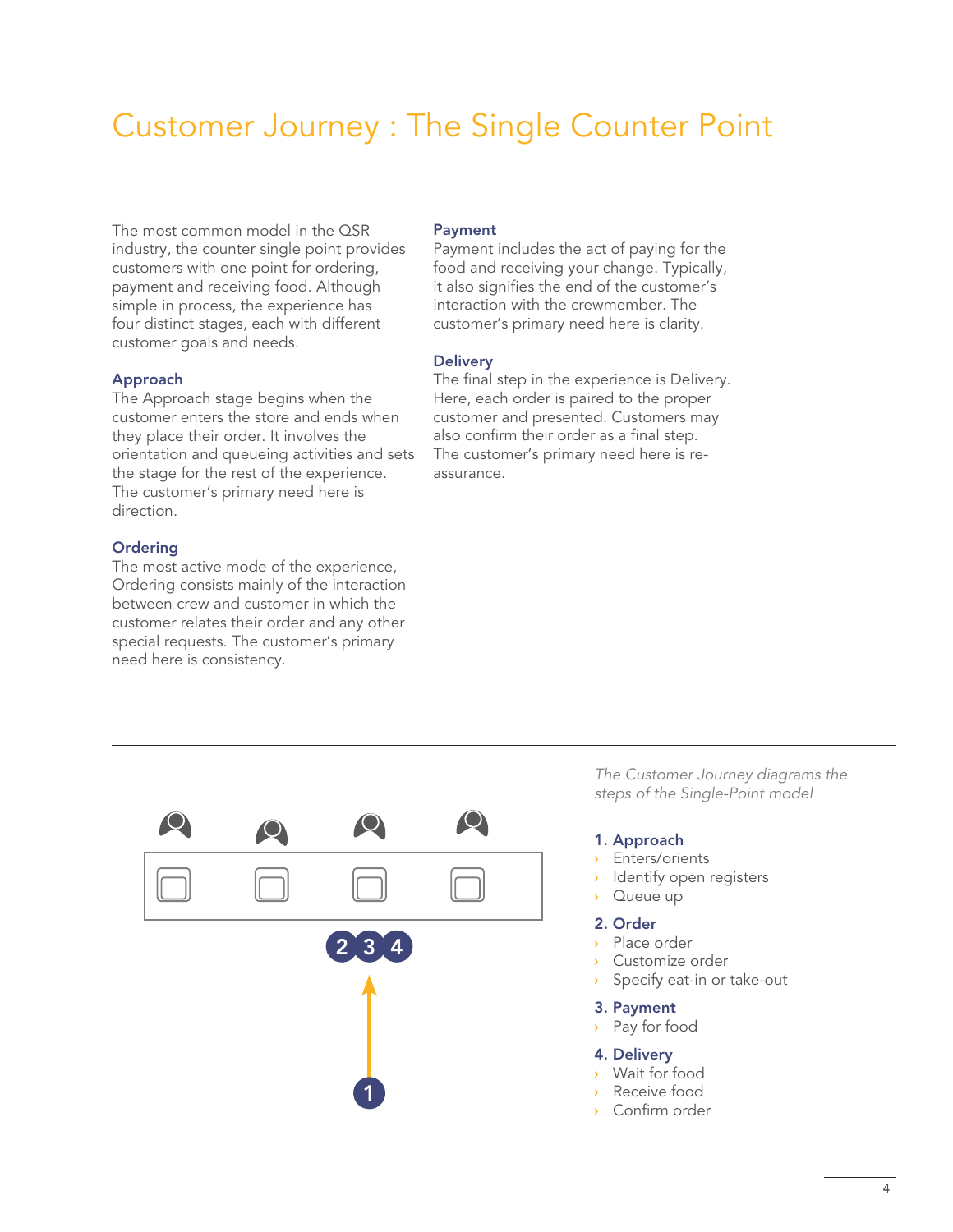# Customer Journey : The Single Counter Point

The most common model in the QSR industry, the counter single point provides customers with one point for ordering, payment and receiving food. Although simple in process, the experience has four distinct stages, each with different customer goals and needs.

**Approach**
The Approach stage begins when the customer enters the store and ends when they place their order. It involves the orientation and queueing activities and sets the stage for the rest of the experience. The customer's primary need here is direction.

**Ordering**
The most active mode of the experience, Ordering consists mainly of the interaction between crew and customer in which the customer relates their order and any other special requests. The customer's primary need here is consistency.

**Payment**
Payment includes the act of paying for the food and receiving your change. Typically, it also signifies the end of the customer's interaction with the crewmember. The customer's primary need here is clarity.

**Delivery**
The final step in the experience is Delivery. Here, each order is paired to the proper customer and presented. Customers may also confirm their order as a final step. The customer's primary need here is re-assurance.

---

*The Customer Journey diagrams the steps of the Single-Point model*

**1. Approach**
- Enters/orients
- Identify open registers
- Queue up

**2. Order**
- Place order
- Customize order
- Specify eat-in or take-out

**3. Payment**
- Pay for food

**4. Delivery**
- Wait for food
- Receive food
- Confirm order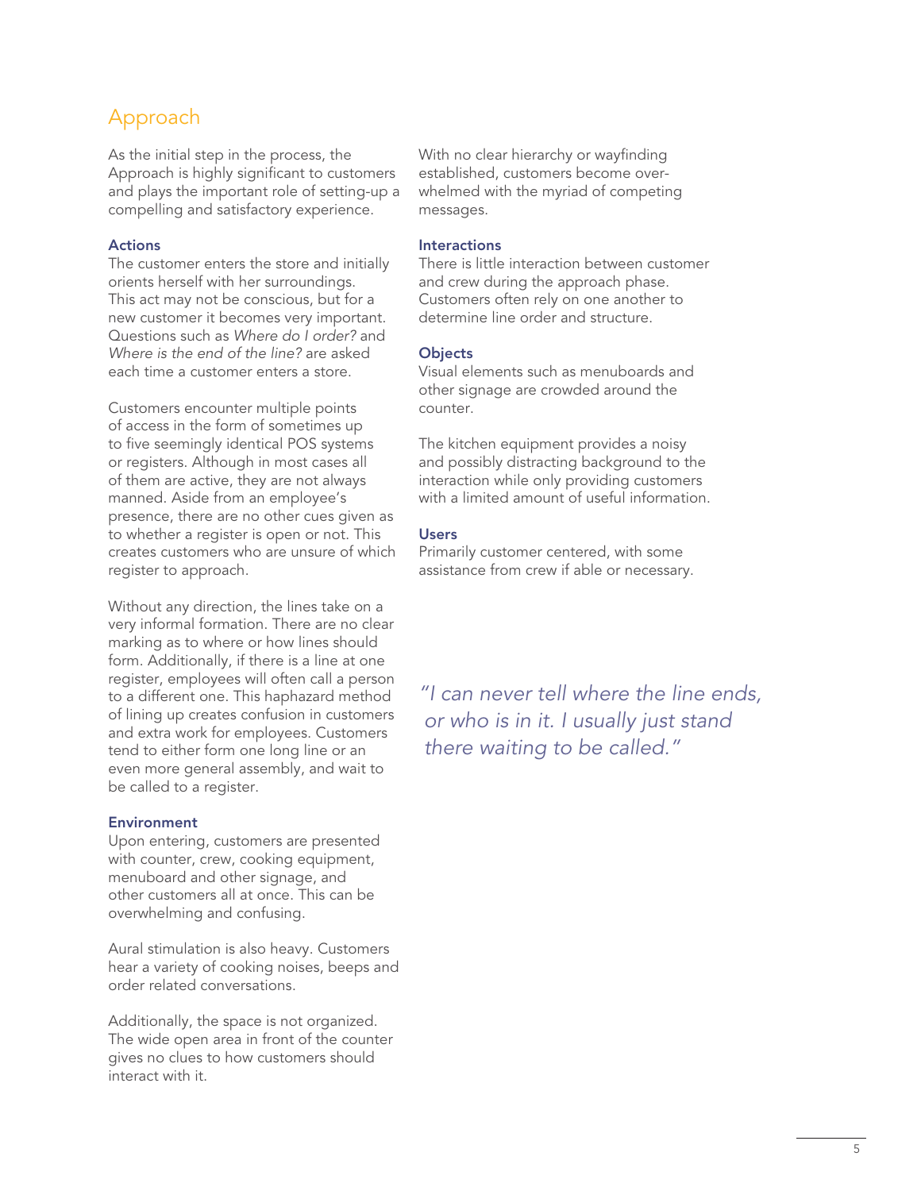## Approach

As the initial step in the process, the Approach is highly significant to customers and plays the important role of setting-up a compelling and satisfactory experience.

### Actions

The customer enters the store and initially orients herself with her surroundings. This act may not be conscious, but for a new customer it becomes very important. Questions such as *Where do I order?* and *Where is the end of the line?* are asked each time a customer enters a store.

Customers encounter multiple points of access in the form of sometimes up to five seemingly identical POS systems or registers. Although in most cases all of them are active, they are not always manned. Aside from an employee's presence, there are no other cues given as to whether a register is open or not. This creates customers who are unsure of which register to approach.

Without any direction, the lines take on a very informal formation. There are no clear marking as to where or how lines should form. Additionally, if there is a line at one register, employees will often call a person to a different one. This haphazard method of lining up creates confusion in customers and extra work for employees. Customers tend to either form one long line or an even more general assembly, and wait to be called to a register.

### Environment

Upon entering, customers are presented with counter, crew, cooking equipment, menuboard and other signage, and other customers all at once. This can be overwhelming and confusing.

Aural stimulation is also heavy. Customers hear a variety of cooking noises, beeps and order related conversations.

Additionally, the space is not organized. The wide open area in front of the counter gives no clues to how customers should interact with it.

With no clear hierarchy or wayfinding established, customers become over-whelmed with the myriad of competing messages.

### Interactions

There is little interaction between customer and crew during the approach phase. Customers often rely on one another to determine line order and structure.

### Objects

Visual elements such as menuboards and other signage are crowded around the counter.

The kitchen equipment provides a noisy and possibly distracting background to the interaction while only providing customers with a limited amount of useful information.

### Users

Primarily customer centered, with some assistance from crew if able or necessary.

*"I can never tell where the line ends, or who is in it. I usually just stand there waiting to be called."*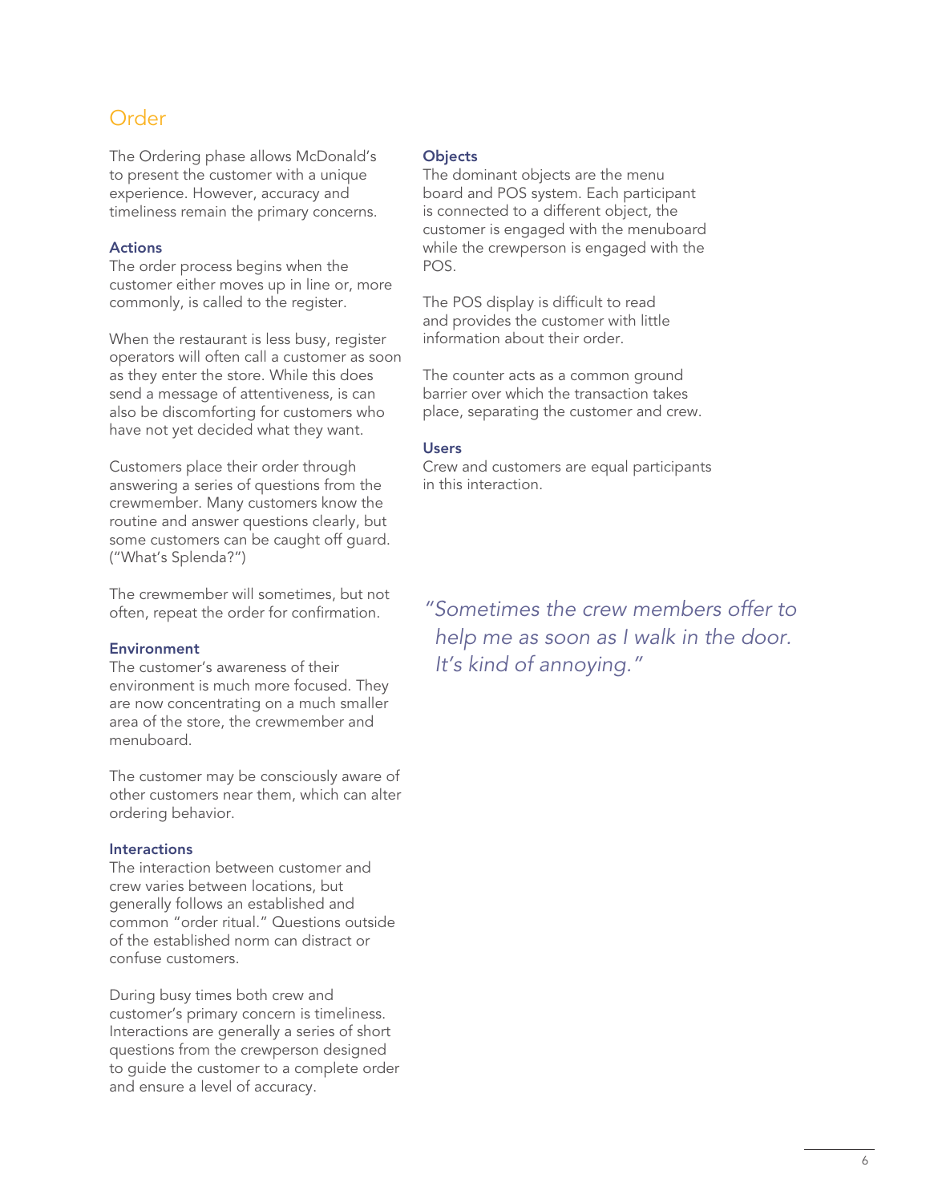## Order

The Ordering phase allows McDonald's to present the customer with a unique experience. However, accuracy and timeliness remain the primary concerns.

### Actions

The order process begins when the customer either moves up in line or, more commonly, is called to the register.

When the restaurant is less busy, register operators will often call a customer as soon as they enter the store. While this does send a message of attentiveness, is can also be discomforting for customers who have not yet decided what they want.

Customers place their order through answering a series of questions from the crewmember. Many customers know the routine and answer questions clearly, but some customers can be caught off guard. ("What's Splenda?")

The crewmember will sometimes, but not often, repeat the order for confirmation.

### Environment

The customer's awareness of their environment is much more focused. They are now concentrating on a much smaller area of the store, the crewmember and menuboard.

The customer may be consciously aware of other customers near them, which can alter ordering behavior.

### Interactions

The interaction between customer and crew varies between locations, but generally follows an established and common "order ritual." Questions outside of the established norm can distract or confuse customers.

During busy times both crew and customer's primary concern is timeliness. Interactions are generally a series of short questions from the crewperson designed to guide the customer to a complete order and ensure a level of accuracy.

### Objects

The dominant objects are the menu board and POS system. Each participant is connected to a different object, the customer is engaged with the menuboard while the crewperson is engaged with the POS.

The POS display is difficult to read and provides the customer with little information about their order.

The counter acts as a common ground barrier over which the transaction takes place, separating the customer and crew.

### Users

Crew and customers are equal participants in this interaction.

*"Sometimes the crew members offer to help me as soon as I walk in the door. It's kind of annoying."*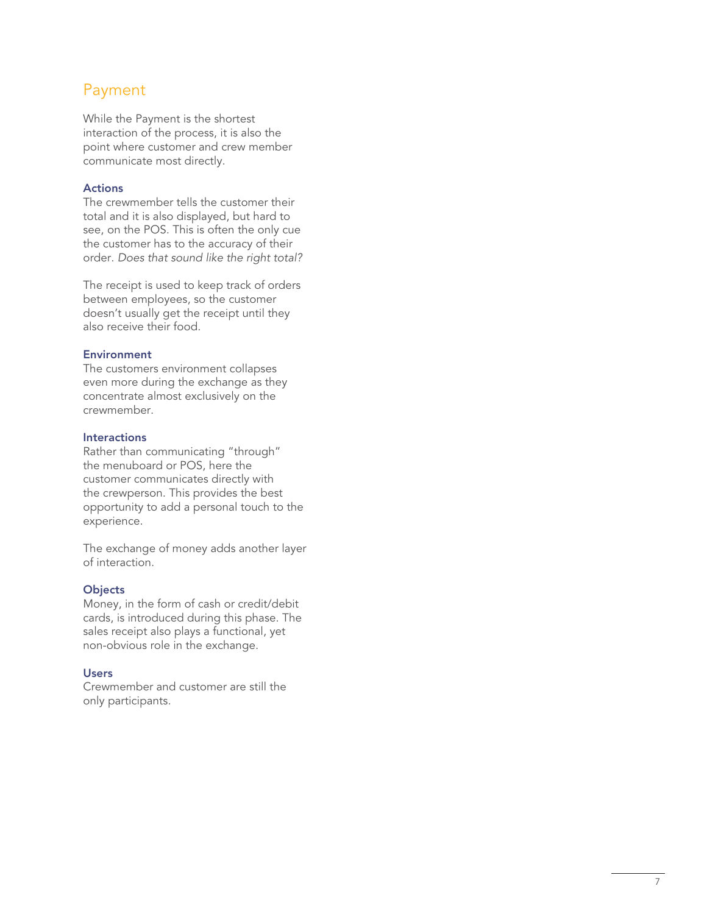## Payment

While the Payment is the shortest interaction of the process, it is also the point where customer and crew member communicate most directly.

### Actions

The crewmember tells the customer their total and it is also displayed, but hard to see, on the POS. This is often the only cue the customer has to the accuracy of their order. *Does that sound like the right total?*

The receipt is used to keep track of orders between employees, so the customer doesn't usually get the receipt until they also receive their food.

### Environment

The customers environment collapses even more during the exchange as they concentrate almost exclusively on the crewmember.

### Interactions

Rather than communicating "through" the menuboard or POS, here the customer communicates directly with the crewperson. This provides the best opportunity to add a personal touch to the experience.

The exchange of money adds another layer of interaction.

### Objects

Money, in the form of cash or credit/debit cards, is introduced during this phase. The sales receipt also plays a functional, yet non-obvious role in the exchange.

### Users

Crewmember and customer are still the only participants.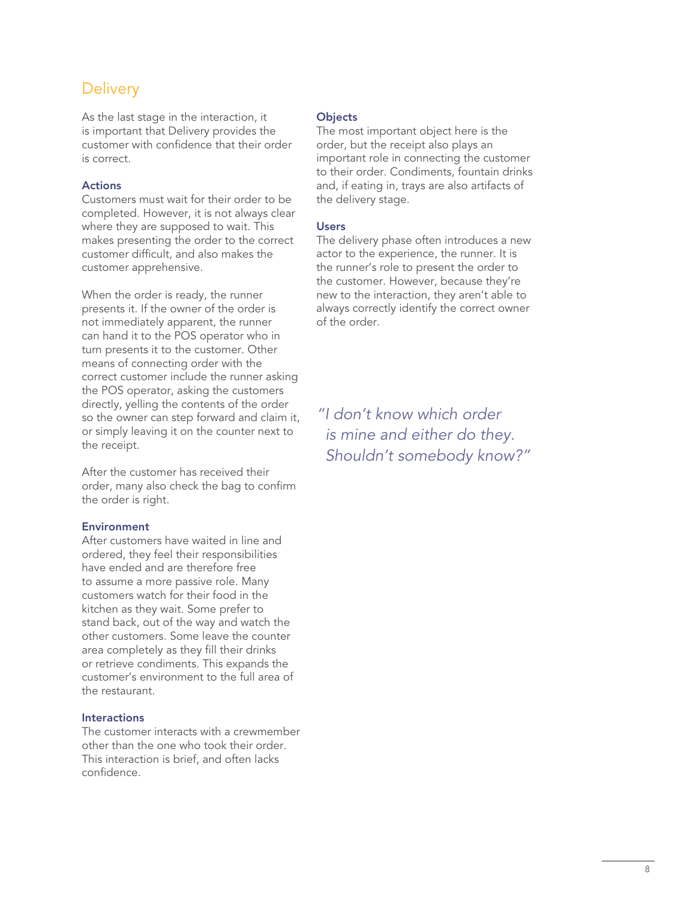## Delivery

As the last stage in the interaction, it is important that Delivery provides the customer with confidence that their order is correct.

### Actions

Customers must wait for their order to be completed. However, it is not always clear where they are supposed to wait. This makes presenting the order to the correct customer difficult, and also makes the customer apprehensive.

When the order is ready, the runner presents it. If the owner of the order is not immediately apparent, the runner can hand it to the POS operator who in turn presents it to the customer. Other means of connecting order with the correct customer include the runner asking the POS operator, asking the customers directly, yelling the contents of the order so the owner can step forward and claim it, or simply leaving it on the counter next to the receipt.

After the customer has received their order, many also check the bag to confirm the order is right.

### Environment

After customers have waited in line and ordered, they feel their responsibilities have ended and are therefore free to assume a more passive role. Many customers watch for their food in the kitchen as they wait. Some prefer to stand back, out of the way and watch the other customers. Some leave the counter area completely as they fill their drinks or retrieve condiments. This expands the customer's environment to the full area of the restaurant.

### Interactions

The customer interacts with a crewmember other than the one who took their order. This interaction is brief, and often lacks confidence.

### Objects

The most important object here is the order, but the receipt also plays an important role in connecting the customer to their order. Condiments, fountain drinks and, if eating in, trays are also artifacts of the delivery stage.

### Users

The delivery phase often introduces a new actor to the experience, the runner. It is the runner's role to present the order to the customer. However, because they're new to the interaction, they aren't able to always correctly identify the correct owner of the order.

*"I don't know which order is mine and either do they. Shouldn't somebody know?"*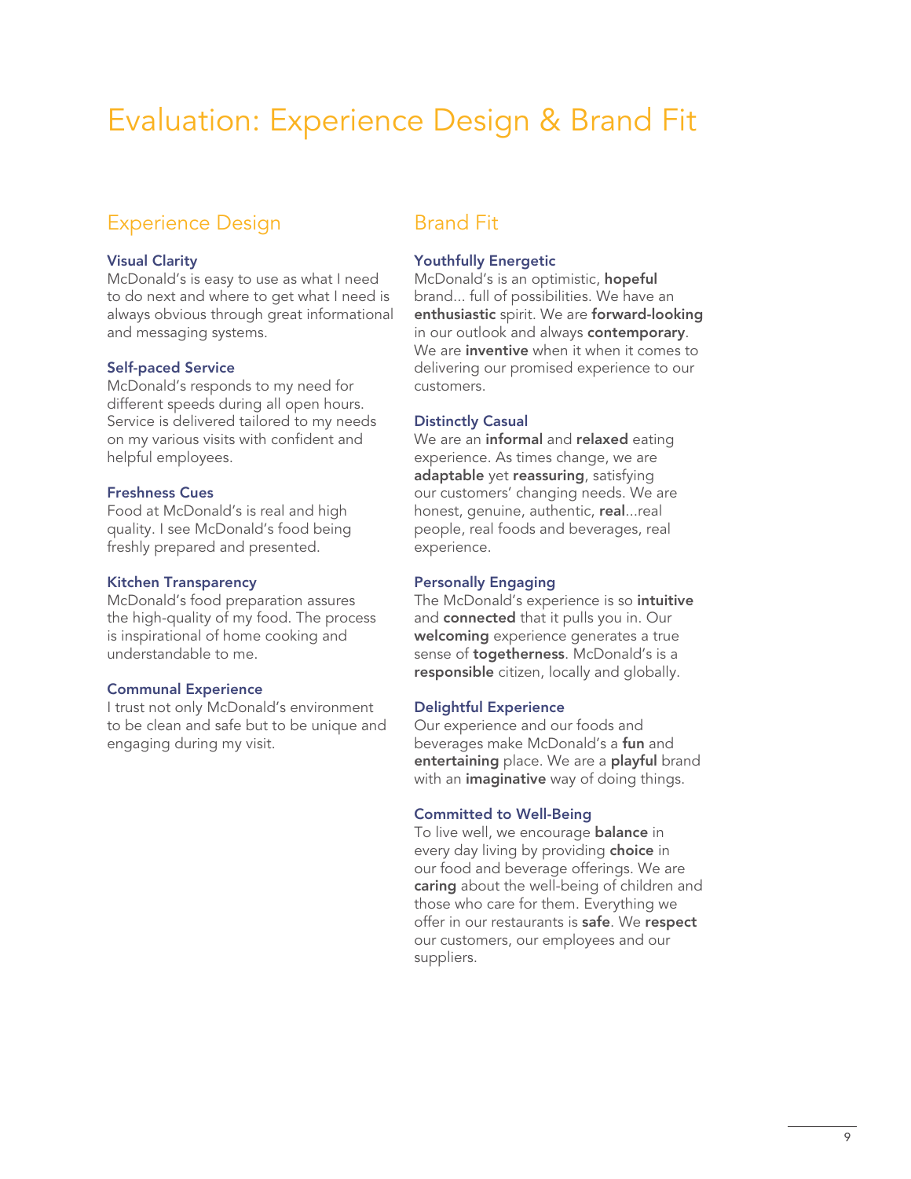# Evaluation: Experience Design & Brand Fit

## Experience Design

### Visual Clarity

McDonald's is easy to use as what I need to do next and where to get what I need is always obvious through great informational and messaging systems.

### Self-paced Service

McDonald's responds to my need for different speeds during all open hours. Service is delivered tailored to my needs on my various visits with confident and helpful employees.

### Freshness Cues

Food at McDonald's is real and high quality. I see McDonald's food being freshly prepared and presented.

### Kitchen Transparency

McDonald's food preparation assures the high-quality of my food. The process is inspirational of home cooking and understandable to me.

### Communal Experience

I trust not only McDonald's environment to be clean and safe but to be unique and engaging during my visit.

## Brand Fit

### Youthfully Energetic

McDonald's is an optimistic, **hopeful** brand... full of possibilities. We have an **enthusiastic** spirit. We are **forward-looking** in our outlook and always **contemporary**. We are **inventive** when it when it comes to delivering our promised experience to our customers.

### Distinctly Casual

We are an **informal** and **relaxed** eating experience. As times change, we are **adaptable** yet **reassuring**, satisfying our customers' changing needs. We are honest, genuine, authentic, **real**...real people, real foods and beverages, real experience.

### Personally Engaging

The McDonald's experience is so **intuitive** and **connected** that it pulls you in. Our **welcoming** experience generates a true sense of **togetherness**. McDonald's is a **responsible** citizen, locally and globally.

### Delightful Experience

Our experience and our foods and beverages make McDonald's a **fun** and **entertaining** place. We are a **playful** brand with an **imaginative** way of doing things.

### Committed to Well-Being

To live well, we encourage **balance** in every day living by providing **choice** in our food and beverage offerings. We are **caring** about the well-being of children and those who care for them. Everything we offer in our restaurants is **safe**. We **respect** our customers, our employees and our suppliers.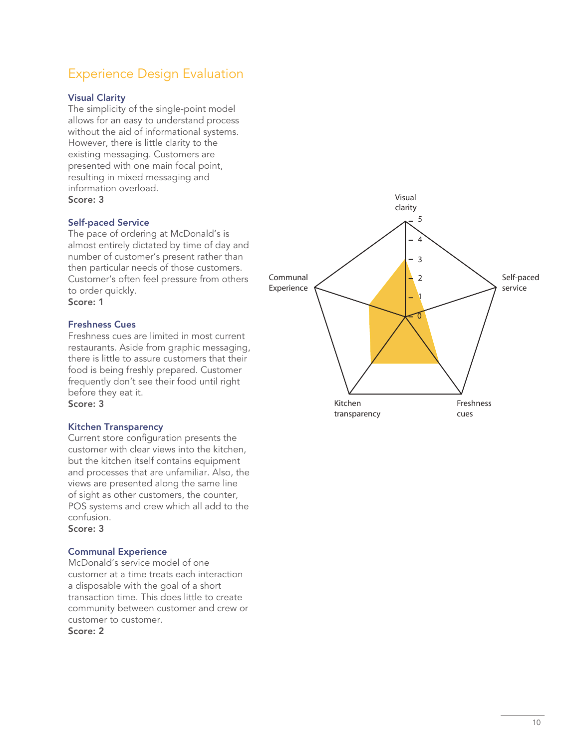# Experience Design Evaluation

### Visual Clarity

The simplicity of the single-point model allows for an easy to understand process without the aid of informational systems. However, there is little clarity to the existing messaging. Customers are presented with one main focal point, resulting in mixed messaging and information overload.

**Score: 3**

### Self-paced Service

The pace of ordering at McDonald's is almost entirely dictated by time of day and number of customer's present rather than then particular needs of those customers. Customer's often feel pressure from others to order quickly.

**Score: 1**

### Freshness Cues

Freshness cues are limited in most current restaurants. Aside from graphic messaging, there is little to assure customers that their food is being freshly prepared. Customer frequently don't see their food until right before they eat it.

**Score: 3**

### Kitchen Transparency

Current store configuration presents the customer with clear views into the kitchen, but the kitchen itself contains equipment and processes that are unfamiliar. Also, the views are presented along the same line of sight as other customers, the counter, POS systems and crew which all add to the confusion.

**Score: 3**

### Communal Experience

McDonald's service model of one customer at a time treats each interaction a disposable with the goal of a short transaction time. This does little to create community between customer and crew or customer to customer.

**Score: 2**

Visual clarity
5
4
3
2
1
0
Self-paced service
Freshness cues
Kitchen transparency
Communal Experience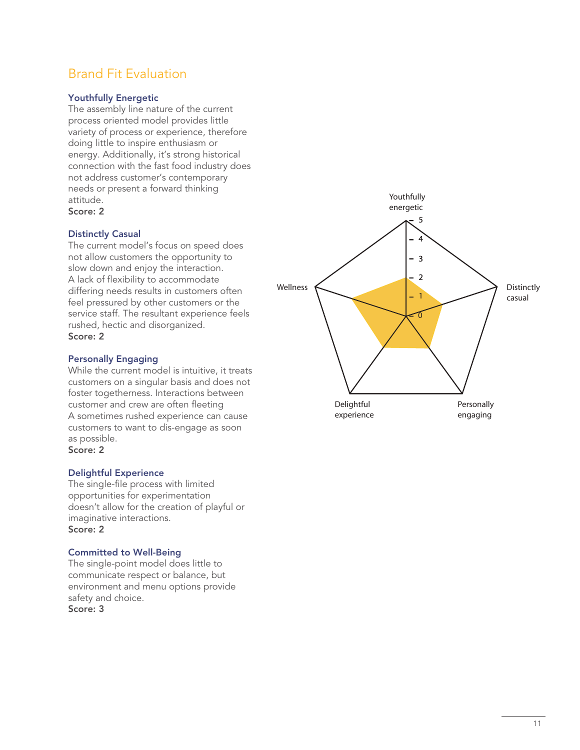## Brand Fit Evaluation

### Youthfully Energetic

The assembly line nature of the current process oriented model provides little variety of process or experience, therefore doing little to inspire enthusiasm or energy. Additionally, it's strong historical connection with the fast food industry does not address customer's contemporary needs or present a forward thinking attitude.

**Score: 2**

### Distinctly Casual

The current model's focus on speed does not allow customers the opportunity to slow down and enjoy the interaction. A lack of flexibility to accommodate differing needs results in customers often feel pressured by other customers or the service staff. The resultant experience feels rushed, hectic and disorganized.

**Score: 2**

### Personally Engaging

While the current model is intuitive, it treats customers on a singular basis and does not foster togetherness. Interactions between customer and crew are often fleeting A sometimes rushed experience can cause customers to want to dis-engage as soon as possible.

**Score: 2**

### Delightful Experience

The single-file process with limited opportunities for experimentation doesn't allow for the creation of playful or imaginative interactions.

**Score: 2**

### Committed to Well-Being

The single-point model does little to communicate respect or balance, but environment and menu options provide safety and choice.

**Score: 3**

Youthfully energetic
Distinctly casual
Personally engaging
Delightful experience
Wellness
0 1 2 3 4 5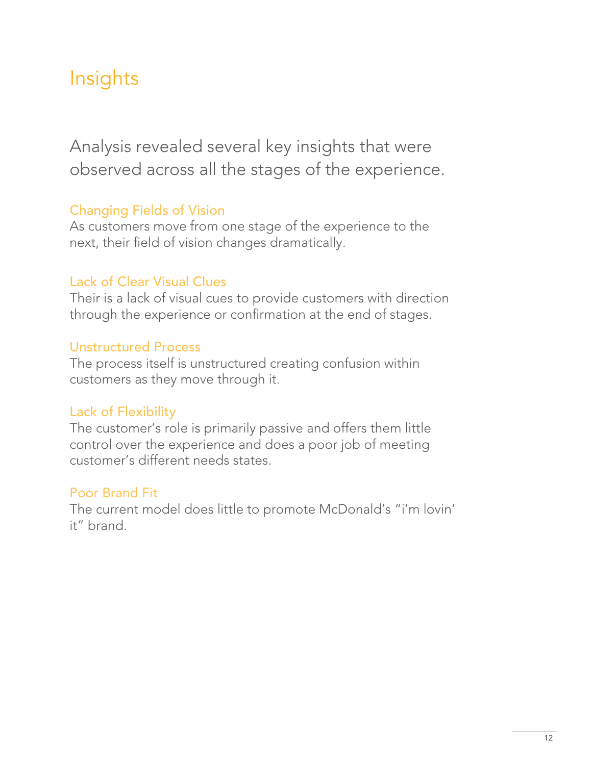# Insights

Analysis revealed several key insights that were observed across all the stages of the experience.

### Changing Fields of Vision

As customers move from one stage of the experience to the next, their field of vision changes dramatically.

### Lack of Clear Visual Clues

Their is a lack of visual cues to provide customers with direction through the experience or confirmation at the end of stages.

### Unstructured Process

The process itself is unstructured creating confusion within customers as they move through it.

### Lack of Flexibility

The customer's role is primarily passive and offers them little control over the experience and does a poor job of meeting customer's different needs states.

### Poor Brand Fit

The current model does little to promote McDonald's "i'm lovin' it" brand.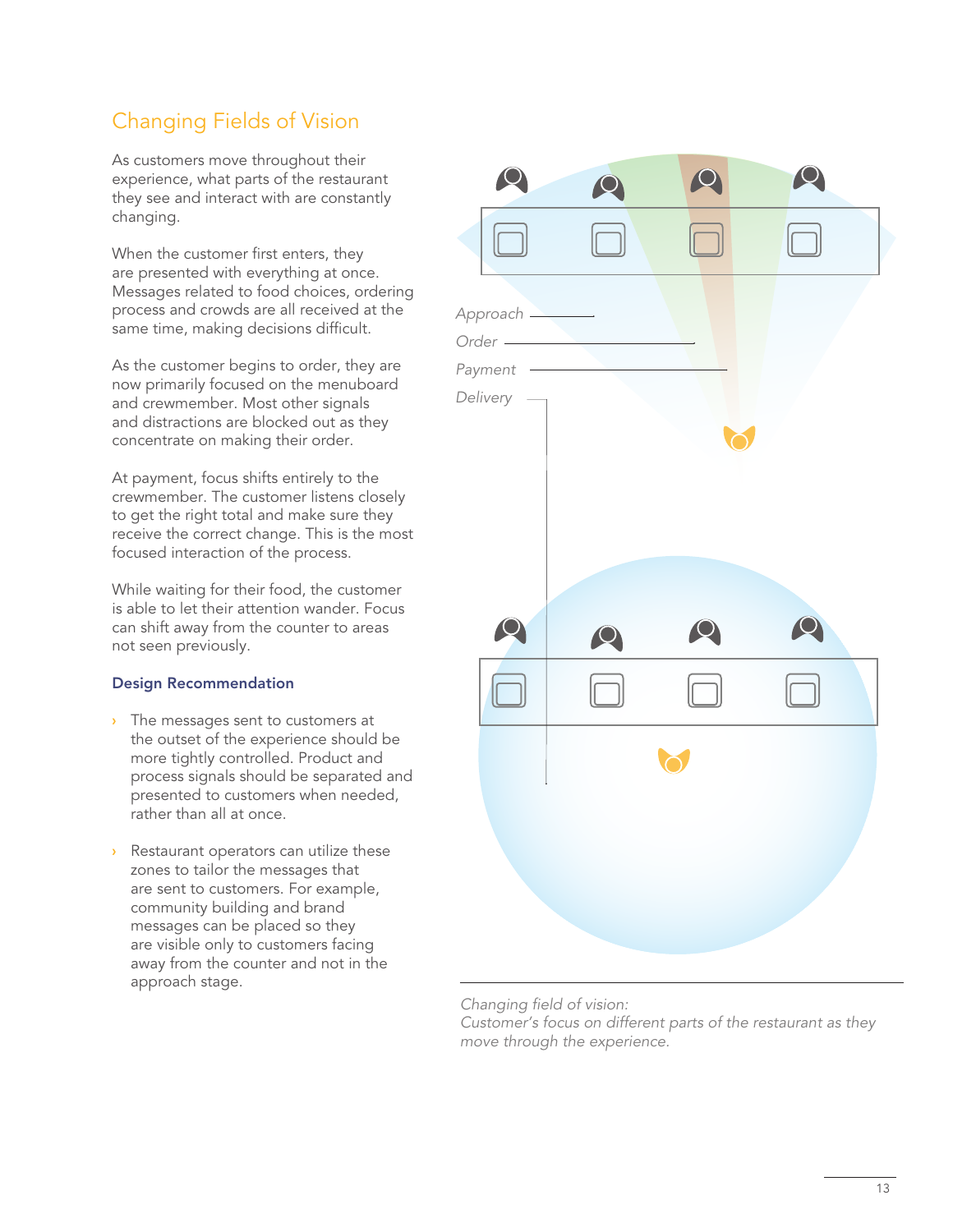## Changing Fields of Vision

As customers move throughout their experience, what parts of the restaurant they see and interact with are constantly changing.

When the customer first enters, they are presented with everything at once. Messages related to food choices, ordering process and crowds are all received at the same time, making decisions difficult.

As the customer begins to order, they are now primarily focused on the menuboard and crewmember. Most other signals and distractions are blocked out as they concentrate on making their order.

At payment, focus shifts entirely to the crewmember. The customer listens closely to get the right total and make sure they receive the correct change. This is the most focused interaction of the process.

While waiting for their food, the customer is able to let their attention wander. Focus can shift away from the counter to areas not seen previously.

### Design Recommendation

- The messages sent to customers at the outset of the experience should be more tightly controlled. Product and process signals should be separated and presented to customers when needed, rather than all at once.
- Restaurant operators can utilize these zones to tailor the messages that are sent to customers. For example, community building and brand messages can be placed so they are visible only to customers facing away from the counter and not in the approach stage.

Approach

Order

Payment

Delivery

*Changing field of vision:*
*Customer's focus on different parts of the restaurant as they move through the experience.*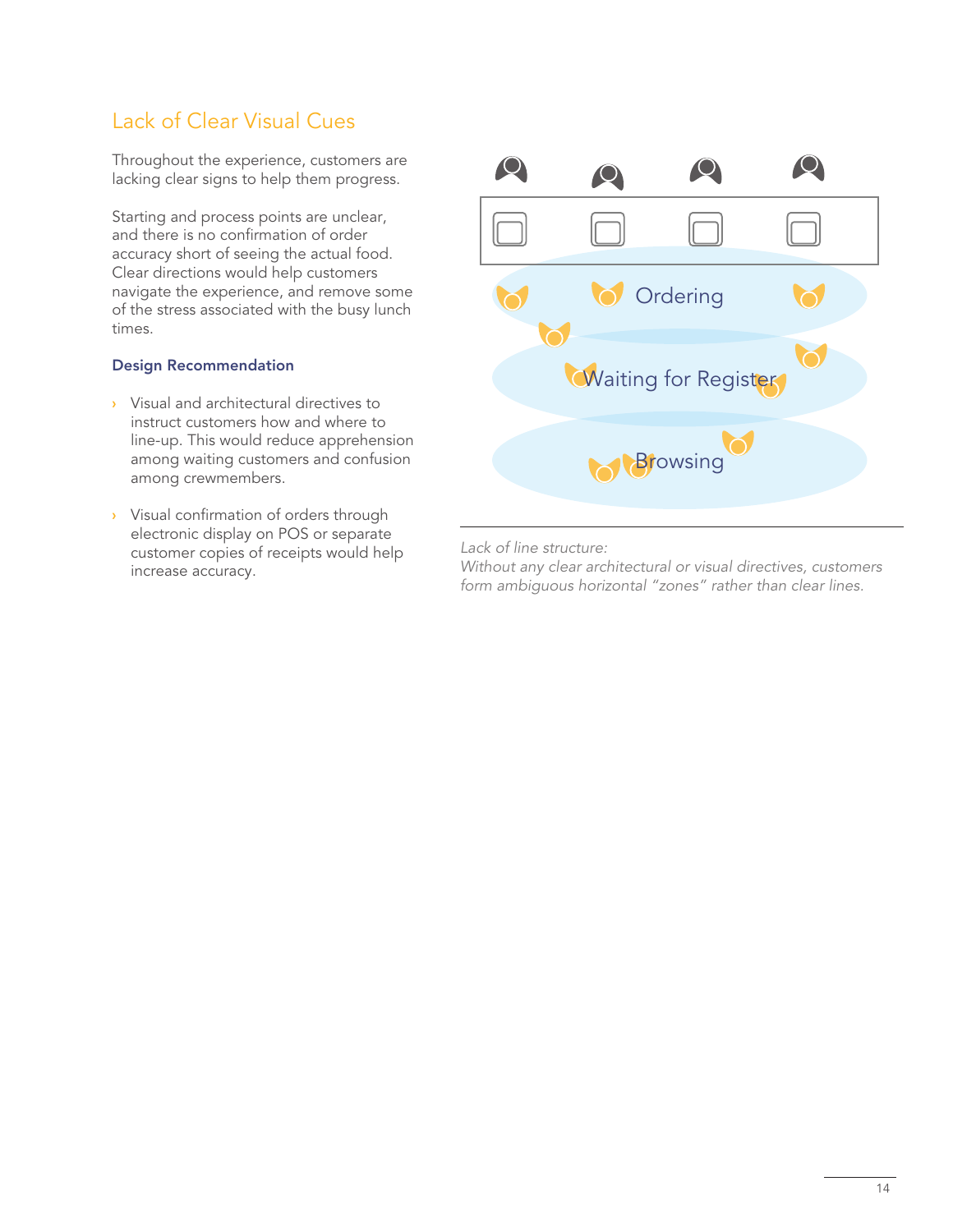## Lack of Clear Visual Cues

Throughout the experience, customers are lacking clear signs to help them progress.

Starting and process points are unclear, and there is no confirmation of order accuracy short of seeing the actual food. Clear directions would help customers navigate the experience, and remove some of the stress associated with the busy lunch times.

### Design Recommendation

- Visual and architectural directives to instruct customers how and where to line-up. This would reduce apprehension among waiting customers and confusion among crewmembers.
- Visual confirmation of orders through electronic display on POS or separate customer copies of receipts would help increase accuracy.

Ordering

Waiting for Register

Browsing

*Lack of line structure:*
*Without any clear architectural or visual directives, customers form ambiguous horizontal "zones" rather than clear lines.*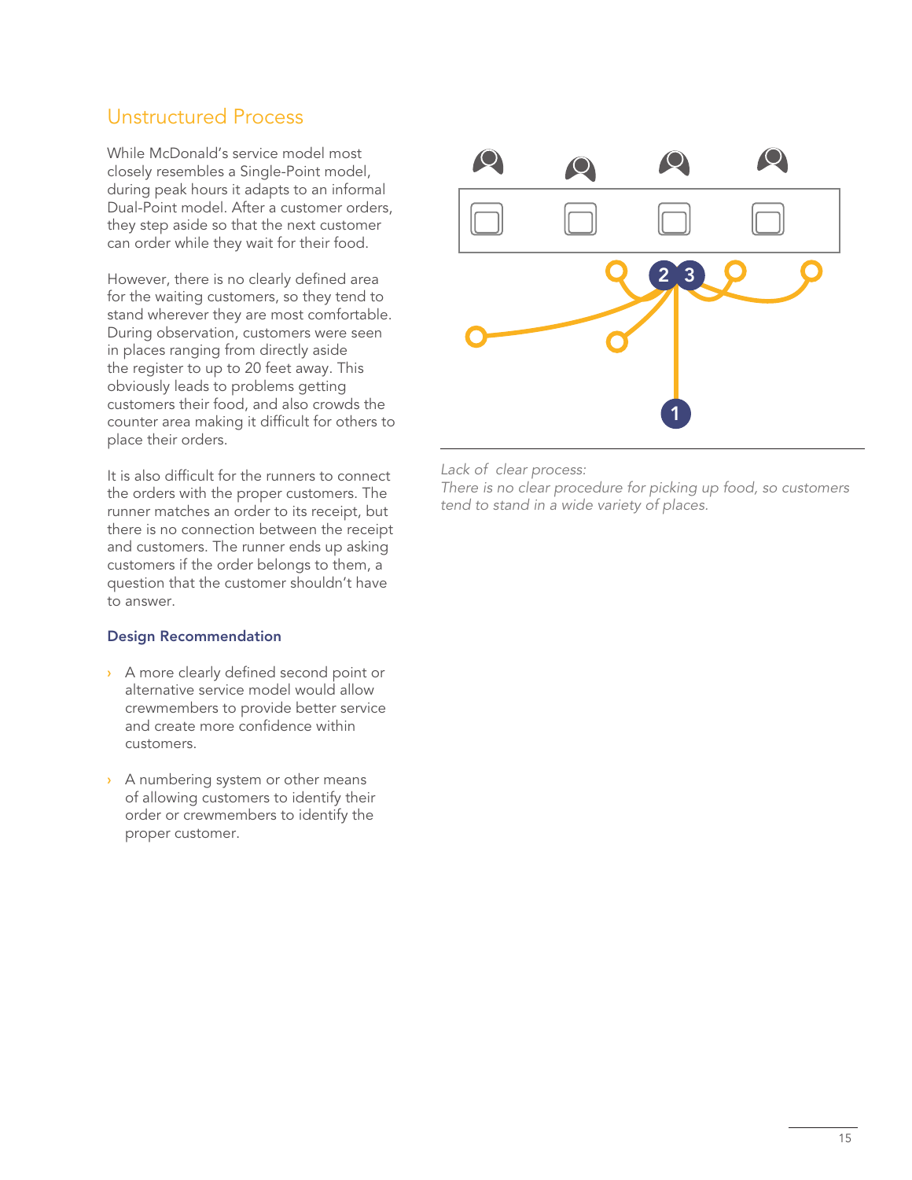## Unstructured Process

While McDonald's service model most closely resembles a Single-Point model, during peak hours it adapts to an informal Dual-Point model. After a customer orders, they step aside so that the next customer can order while they wait for their food.

However, there is no clearly defined area for the waiting customers, so they tend to stand wherever they are most comfortable. During observation, customers were seen in places ranging from directly aside the register to up to 20 feet away. This obviously leads to problems getting customers their food, and also crowds the counter area making it difficult for others to place their orders.

It is also difficult for the runners to connect the orders with the proper customers. The runner matches an order to its receipt, but there is no connection between the receipt and customers. The runner ends up asking customers if the order belongs to them, a question that the customer shouldn't have to answer.

### Design Recommendation

- A more clearly defined second point or alternative service model would allow crewmembers to provide better service and create more confidence within customers.
- A numbering system or other means of allowing customers to identify their order or crewmembers to identify the proper customer.

*Lack of clear process:*
*There is no clear procedure for picking up food, so customers tend to stand in a wide variety of places.*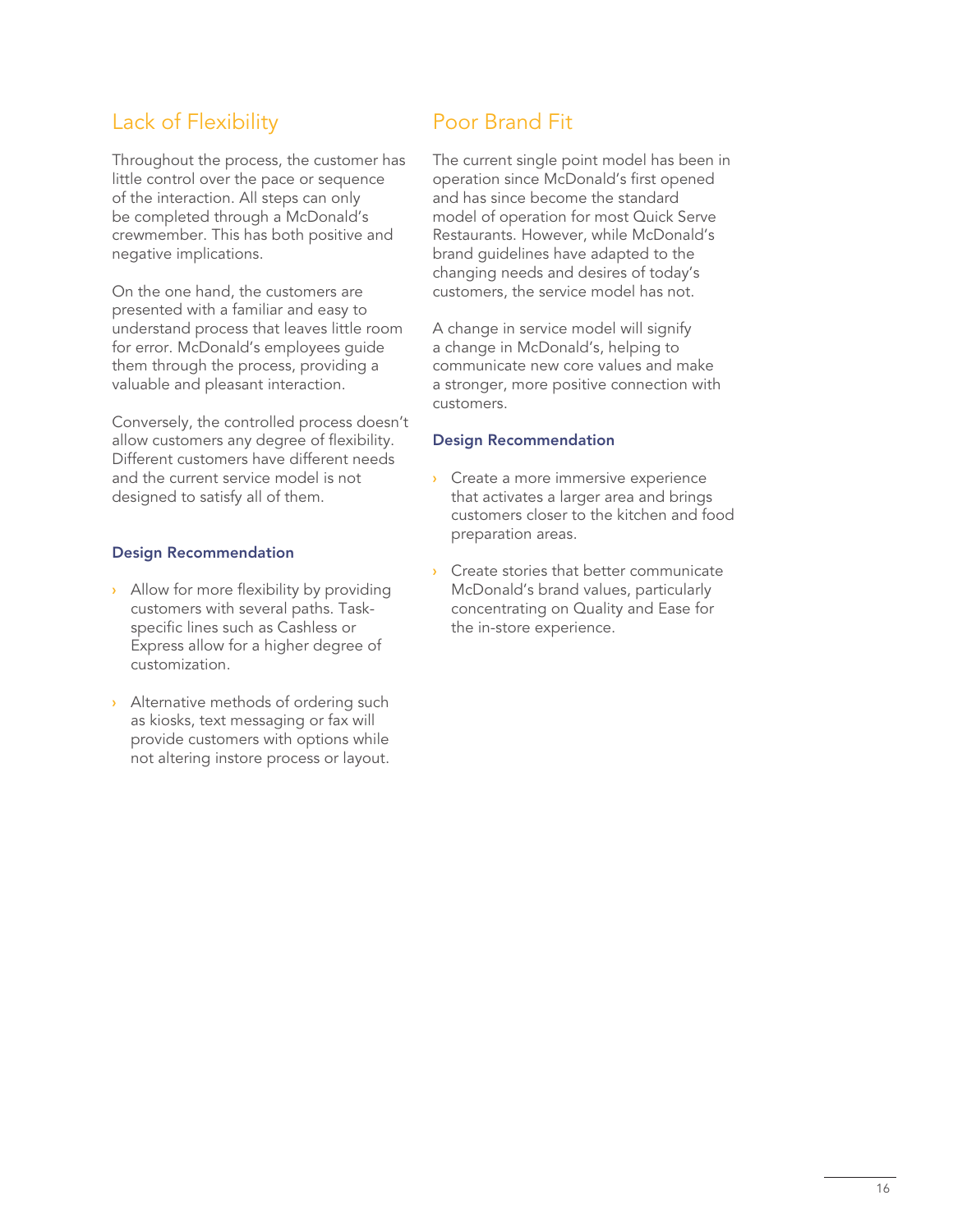## Lack of Flexibility

Throughout the process, the customer has little control over the pace or sequence of the interaction. All steps can only be completed through a McDonald's crewmember. This has both positive and negative implications.

On the one hand, the customers are presented with a familiar and easy to understand process that leaves little room for error. McDonald's employees guide them through the process, providing a valuable and pleasant interaction.

Conversely, the controlled process doesn't allow customers any degree of flexibility. Different customers have different needs and the current service model is not designed to satisfy all of them.

### Design Recommendation

- Allow for more flexibility by providing customers with several paths. Task-specific lines such as Cashless or Express allow for a higher degree of customization.
- Alternative methods of ordering such as kiosks, text messaging or fax will provide customers with options while not altering instore process or layout.

## Poor Brand Fit

The current single point model has been in operation since McDonald's first opened and has since become the standard model of operation for most Quick Serve Restaurants. However, while McDonald's brand guidelines have adapted to the changing needs and desires of today's customers, the service model has not.

A change in service model will signify a change in McDonald's, helping to communicate new core values and make a stronger, more positive connection with customers.

### Design Recommendation

- Create a more immersive experience that activates a larger area and brings customers closer to the kitchen and food preparation areas.
- Create stories that better communicate McDonald's brand values, particularly concentrating on Quality and Ease for the in-store experience.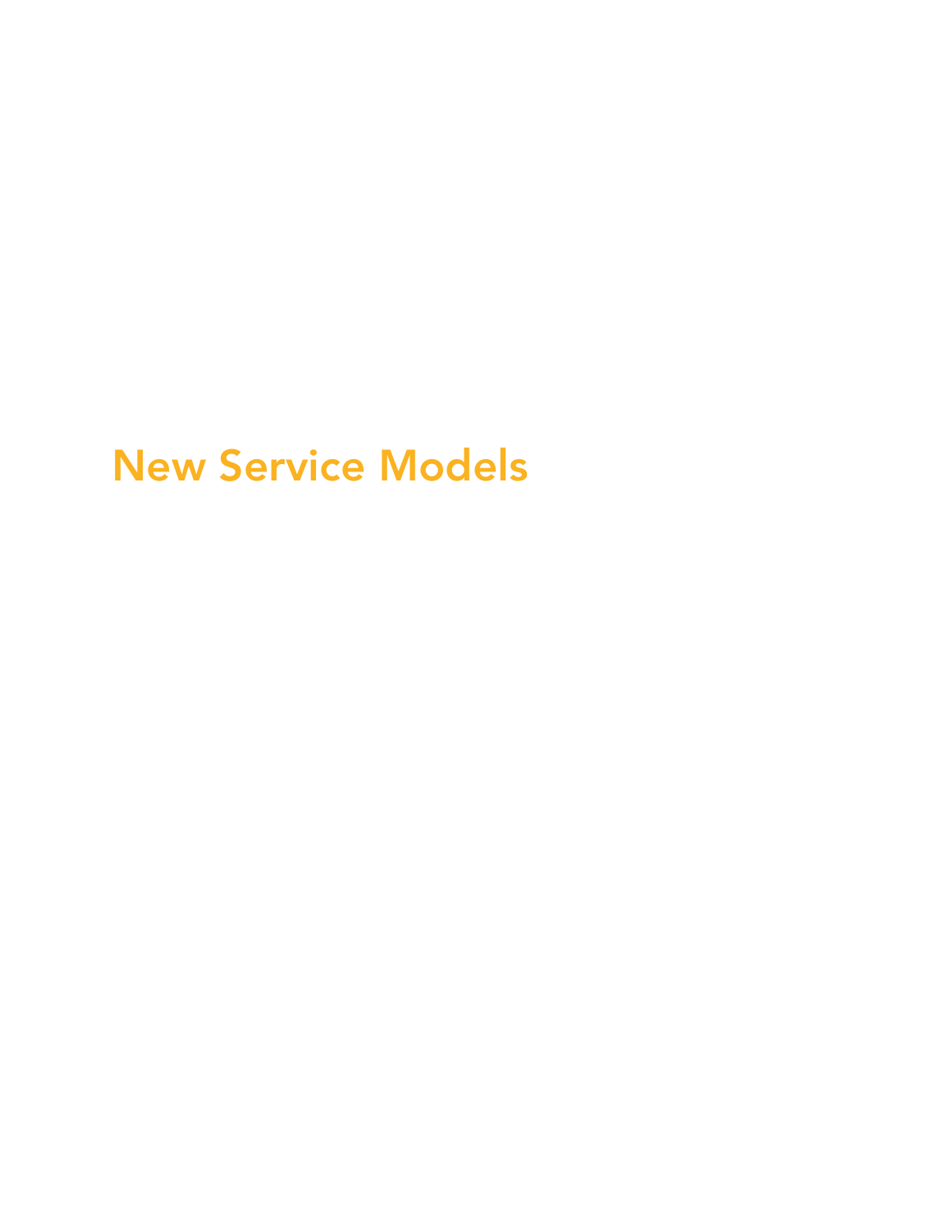# New Service Models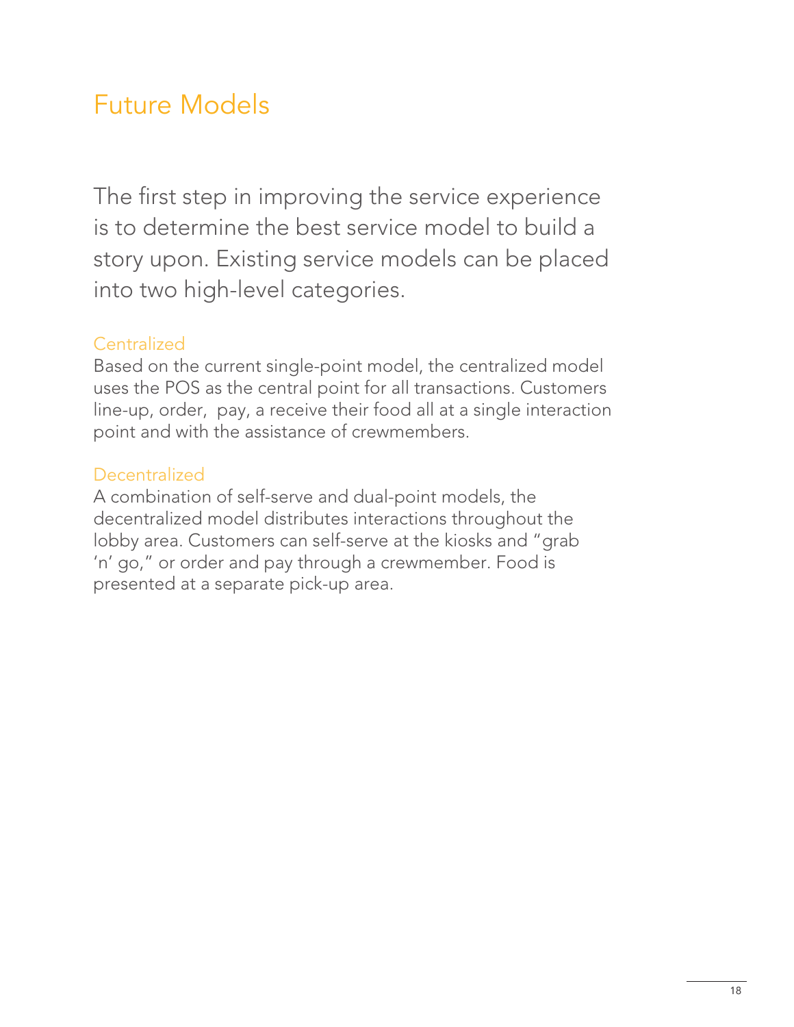# Future Models

The first step in improving the service experience is to determine the best service model to build a story upon. Existing service models can be placed into two high-level categories.

### Centralized

Based on the current single-point model, the centralized model uses the POS as the central point for all transactions. Customers line-up, order,  pay, a receive their food all at a single interaction point and with the assistance of crewmembers.

### Decentralized

A combination of self-serve and dual-point models, the decentralized model distributes interactions throughout the lobby area. Customers can self-serve at the kiosks and "grab 'n' go," or order and pay through a crewmember. Food is presented at a separate pick-up area.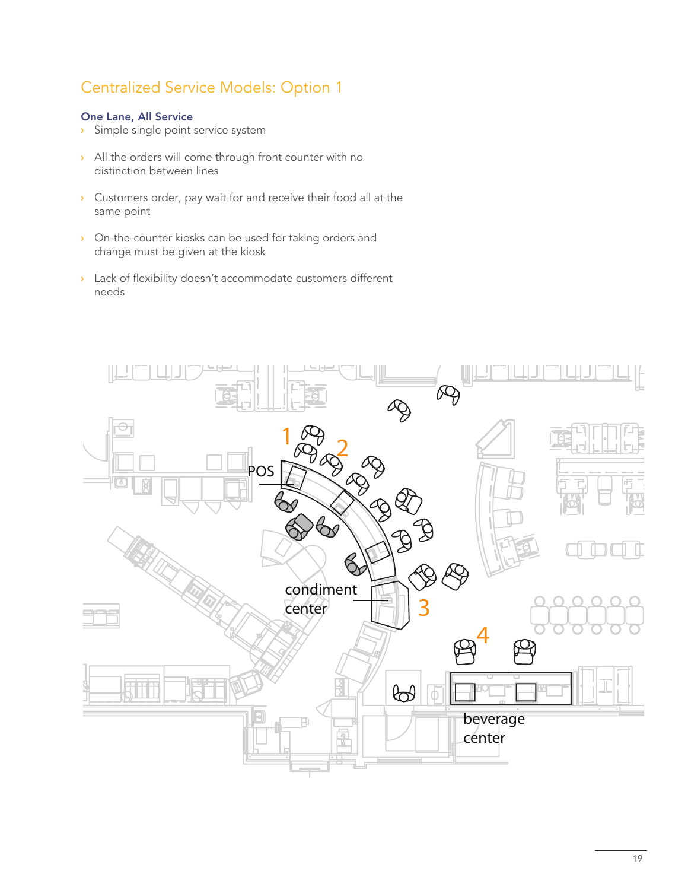# Centralized Service Models: Option 1

### One Lane, All Service

- Simple single point service system
- All the orders will come through front counter with no distinction between lines
- Customers order, pay wait for and receive their food all at the same point
- On-the-counter kiosks can be used for taking orders and change must be given at the kiosk
- Lack of flexibility doesn't accommodate customers different needs

1 2 POS

condiment center 3

4

beverage center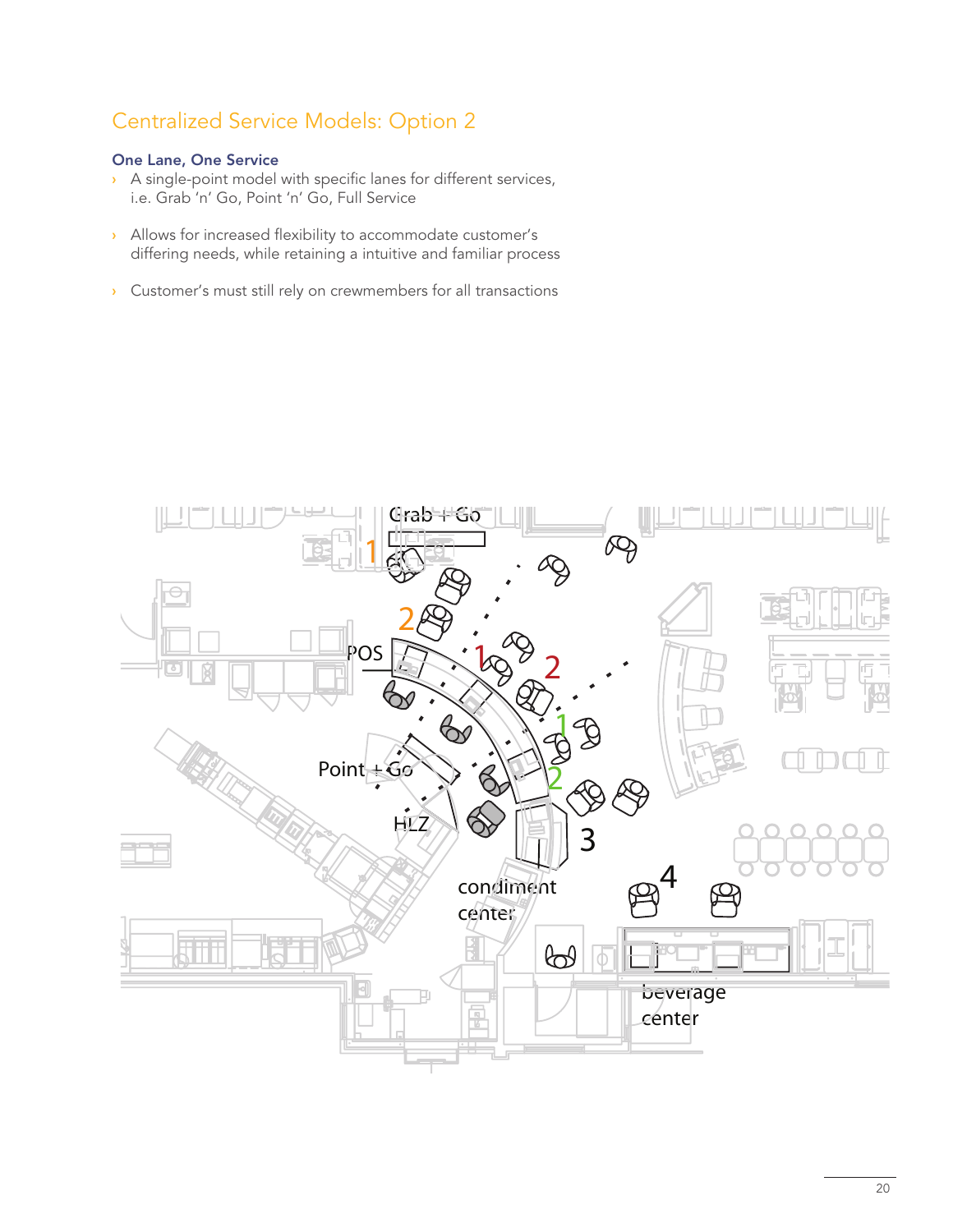# Centralized Service Models: Option 2

### One Lane, One Service

- A single-point model with specific lanes for different services, i.e. Grab ‘n’ Go, Point ‘n’ Go, Full Service
- Allows for increased flexibility to accommodate customer’s differing needs, while retaining a intuitive and familiar process
- Customer’s must still rely on crewmembers for all transactions

Grab + Go

POS

Point + Go

HLZ

condiment center

beverage center

1 2 1 2 1 2 3 4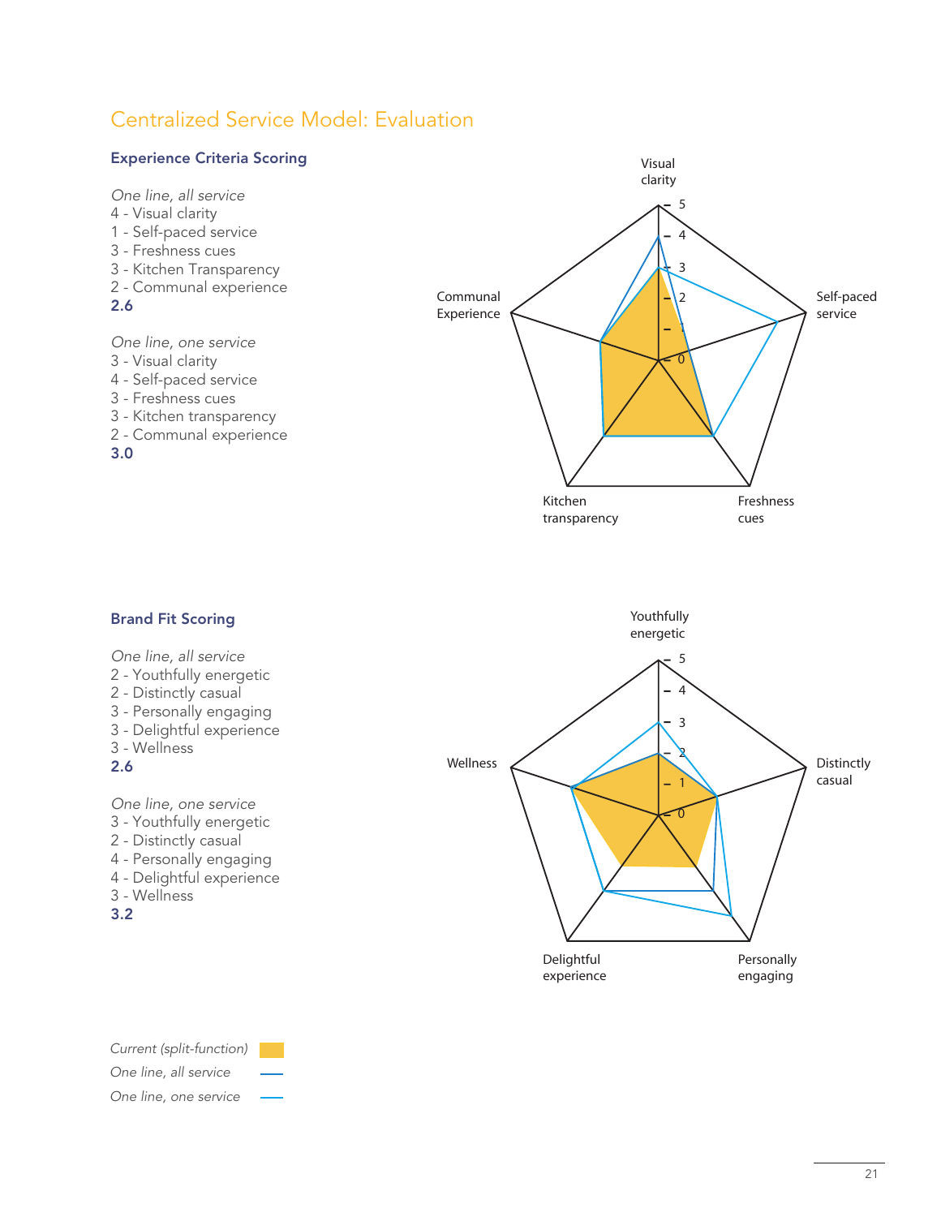# Centralized Service Model: Evaluation

### Experience Criteria Scoring

*One line, all service*
4 - Visual clarity
1 - Self-paced service
3 - Freshness cues
3 - Kitchen Transparency
2 - Communal experience
**2.6**

*One line, one service*
3 - Visual clarity
4 - Self-paced service
3 - Freshness cues
3 - Kitchen transparency
2 - Communal experience
**3.0**

### Brand Fit Scoring

*One line, all service*
2 - Youthfully energetic
2 - Distinctly casual
3 - Personally engaging
3 - Delightful experience
3 - Wellness
**2.6**

*One line, one service*
3 - Youthfully energetic
2 - Distinctly casual
4 - Personally engaging
4 - Delightful experience
3 - Wellness
**3.2**

*Current (split-function)*
*One line, all service*
*One line, one service*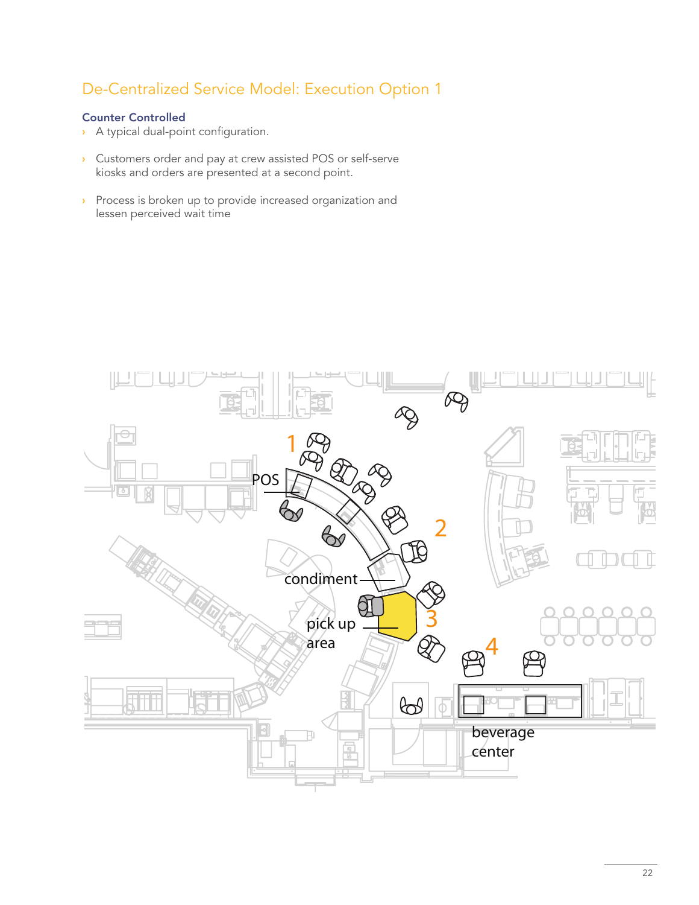# De-Centralized Service Model: Execution Option 1

### Counter Controlled

- A typical dual-point configuration.
- Customers order and pay at crew assisted POS or self-serve kiosks and orders are presented at a second point.
- Process is broken up to provide increased organization and lessen perceived wait time

1 POS

2

condiment

3 pick up area

4

beverage center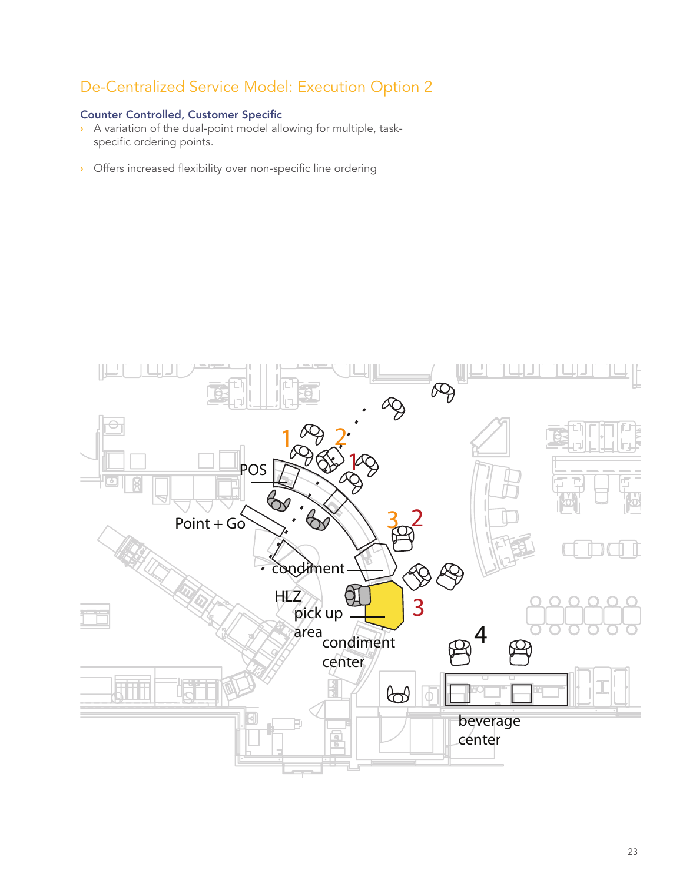## De-Centralized Service Model: Execution Option 2

### Counter Controlled, Customer Specific

- A variation of the dual-point model allowing for multiple, task-specific ordering points.
- Offers increased flexibility over non-specific line ordering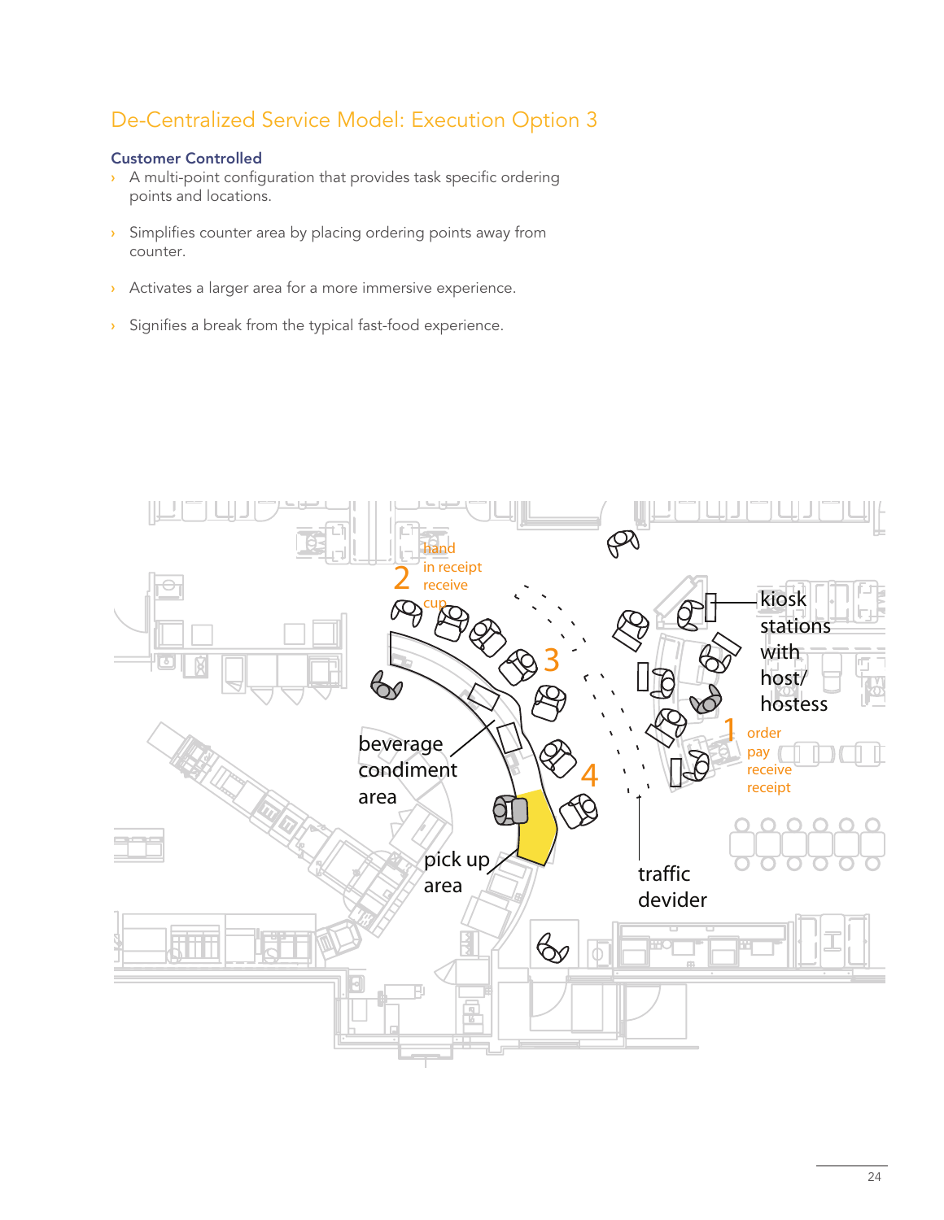# De-Centralized Service Model: Execution Option 3

### Customer Controlled

- A multi-point configuration that provides task specific ordering points and locations.
- Simplifies counter area by placing ordering points away from counter.
- Activates a larger area for a more immersive experience.
- Signifies a break from the typical fast-food experience.

2 hand in receipt receive cup

3

kiosk stations with host/ hostess

1 order pay receive receipt

beverage condiment area

4

pick up area

traffic devider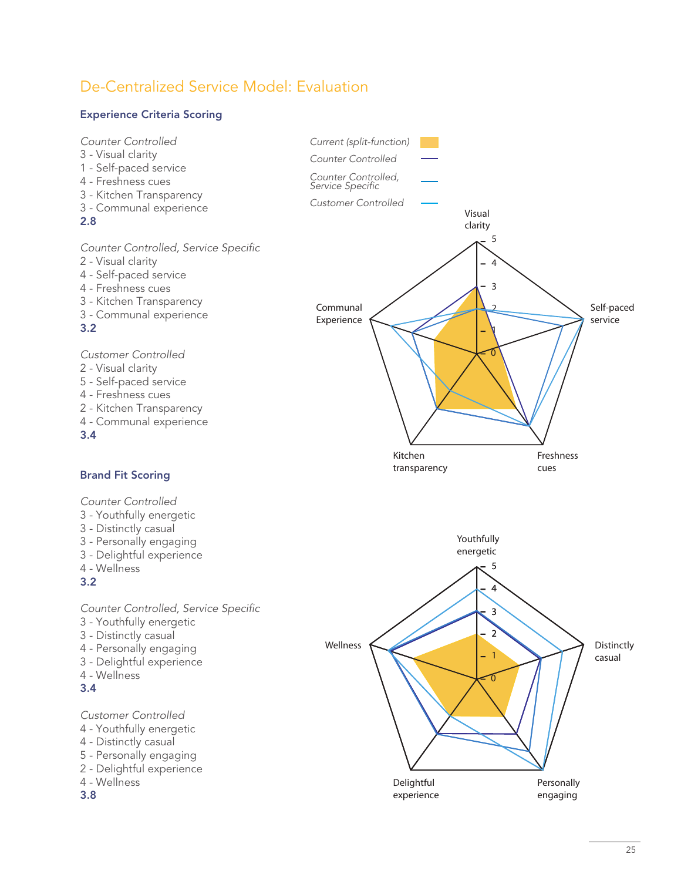# De-Centralized Service Model: Evaluation

## Experience Criteria Scoring

*Counter Controlled*
3 - Visual clarity
1 - Self-paced service
4 - Freshness cues
3 - Kitchen Transparency
3 - Communal experience
**2.8**

*Counter Controlled, Service Specific*
2 - Visual clarity
4 - Self-paced service
4 - Freshness cues
3 - Kitchen Transparency
3 - Communal experience
**3.2**

*Customer Controlled*
2 - Visual clarity
5 - Self-paced service
4 - Freshness cues
2 - Kitchen Transparency
4 - Communal experience
**3.4**

## Brand Fit Scoring

*Counter Controlled*
3 - Youthfully energetic
3 - Distinctly casual
3 - Personally engaging
3 - Delightful experience
4 - Wellness
**3.2**

*Counter Controlled, Service Specific*
3 - Youthfully energetic
3 - Distinctly casual
4 - Personally engaging
3 - Delightful experience
4 - Wellness
**3.4**

*Customer Controlled*
4 - Youthfully energetic
4 - Distinctly casual
5 - Personally engaging
2 - Delightful experience
4 - Wellness
**3.8**

*Current (split-function)*
*Counter Controlled*
*Counter Controlled, Service Specific*
*Customer Controlled*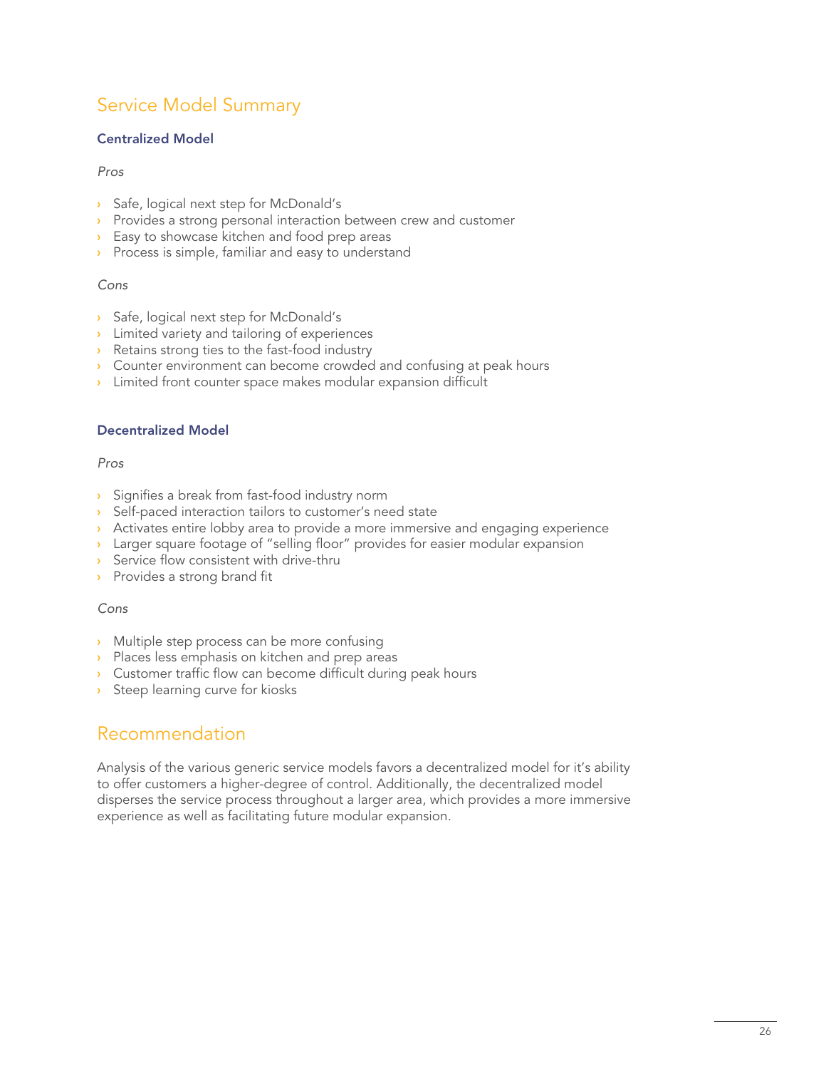## Service Model Summary

### Centralized Model

*Pros*

- Safe, logical next step for McDonald's
- Provides a strong personal interaction between crew and customer
- Easy to showcase kitchen and food prep areas
- Process is simple, familiar and easy to understand

*Cons*

- Safe, logical next step for McDonald's
- Limited variety and tailoring of experiences
- Retains strong ties to the fast-food industry
- Counter environment can become crowded and confusing at peak hours
- Limited front counter space makes modular expansion difficult

### Decentralized Model

*Pros*

- Signifies a break from fast-food industry norm
- Self-paced interaction tailors to customer's need state
- Activates entire lobby area to provide a more immersive and engaging experience
- Larger square footage of "selling floor" provides for easier modular expansion
- Service flow consistent with drive-thru
- Provides a strong brand fit

*Cons*

- Multiple step process can be more confusing
- Places less emphasis on kitchen and prep areas
- Customer traffic flow can become difficult during peak hours
- Steep learning curve for kiosks

## Recommendation

Analysis of the various generic service models favors a decentralized model for it's ability to offer customers a higher-degree of control. Additionally, the decentralized model disperses the service process throughout a larger area, which provides a more immersive experience as well as facilitating future modular expansion.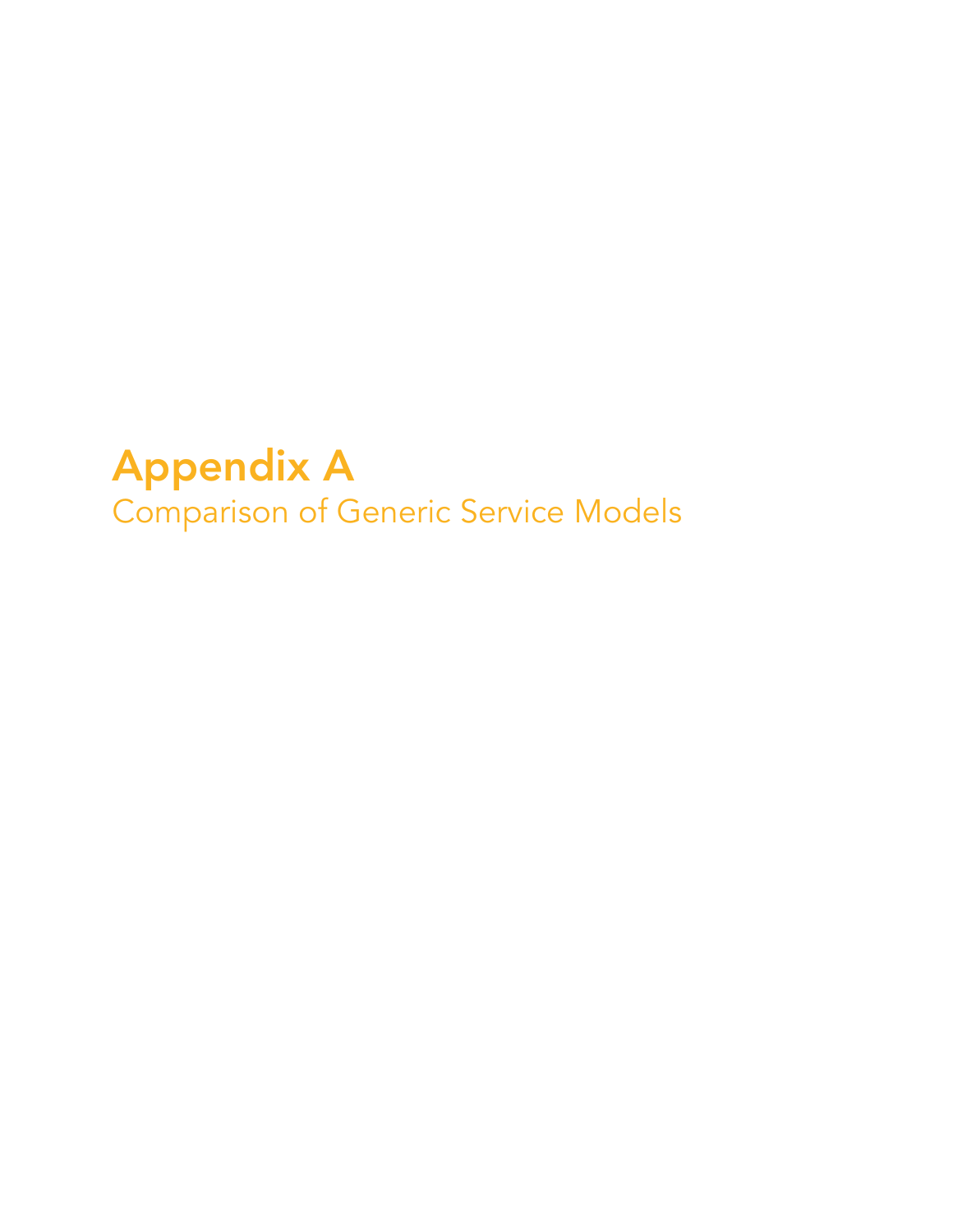# Appendix A

## Comparison of Generic Service Models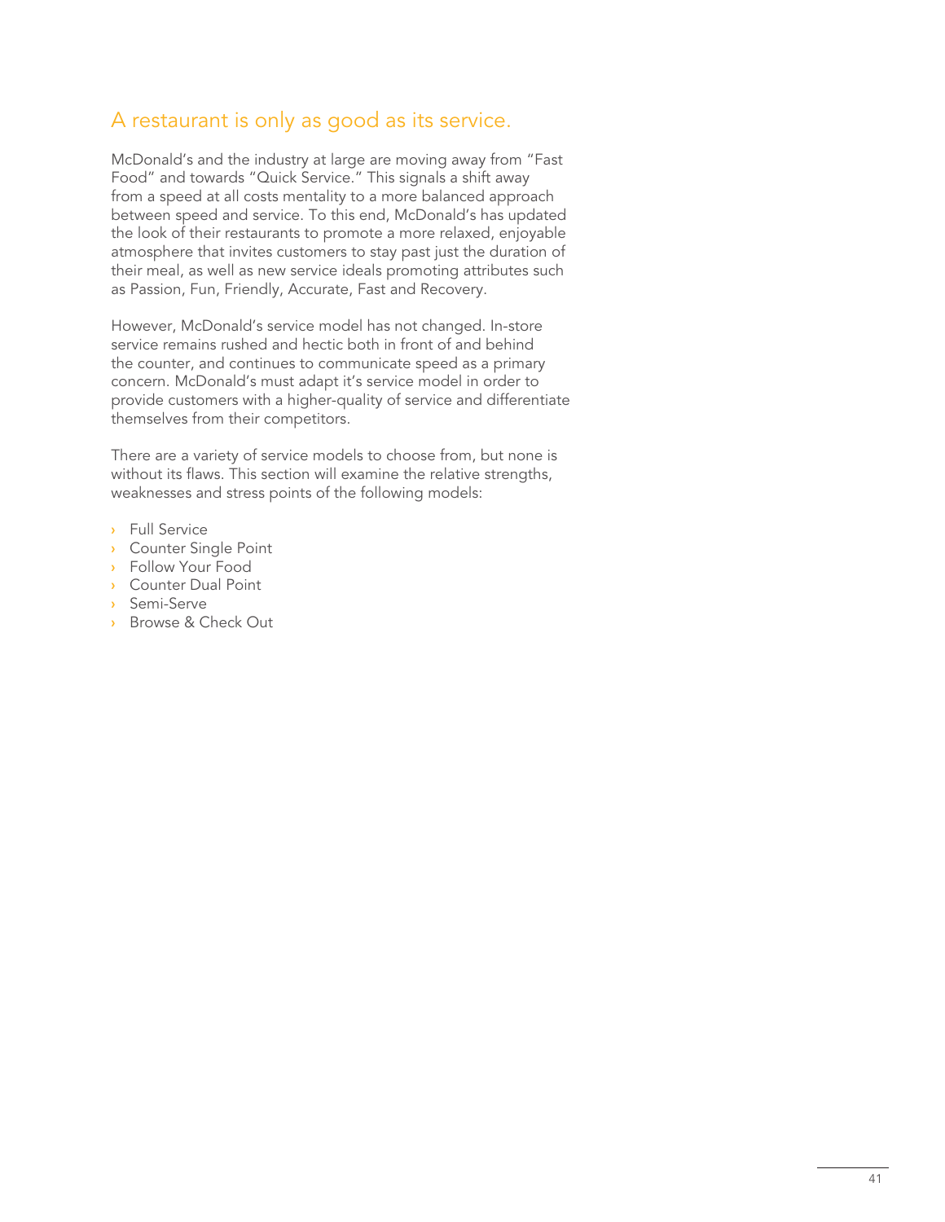## A restaurant is only as good as its service.

McDonald's and the industry at large are moving away from "Fast Food" and towards "Quick Service." This signals a shift away from a speed at all costs mentality to a more balanced approach between speed and service. To this end, McDonald's has updated the look of their restaurants to promote a more relaxed, enjoyable atmosphere that invites customers to stay past just the duration of their meal, as well as new service ideals promoting attributes such as Passion, Fun, Friendly, Accurate, Fast and Recovery.

However, McDonald's service model has not changed. In-store service remains rushed and hectic both in front of and behind the counter, and continues to communicate speed as a primary concern. McDonald's must adapt it's service model in order to provide customers with a higher-quality of service and differentiate themselves from their competitors.

There are a variety of service models to choose from, but none is without its flaws. This section will examine the relative strengths, weaknesses and stress points of the following models:

- Full Service
- Counter Single Point
- Follow Your Food
- Counter Dual Point
- Semi-Serve
- Browse & Check Out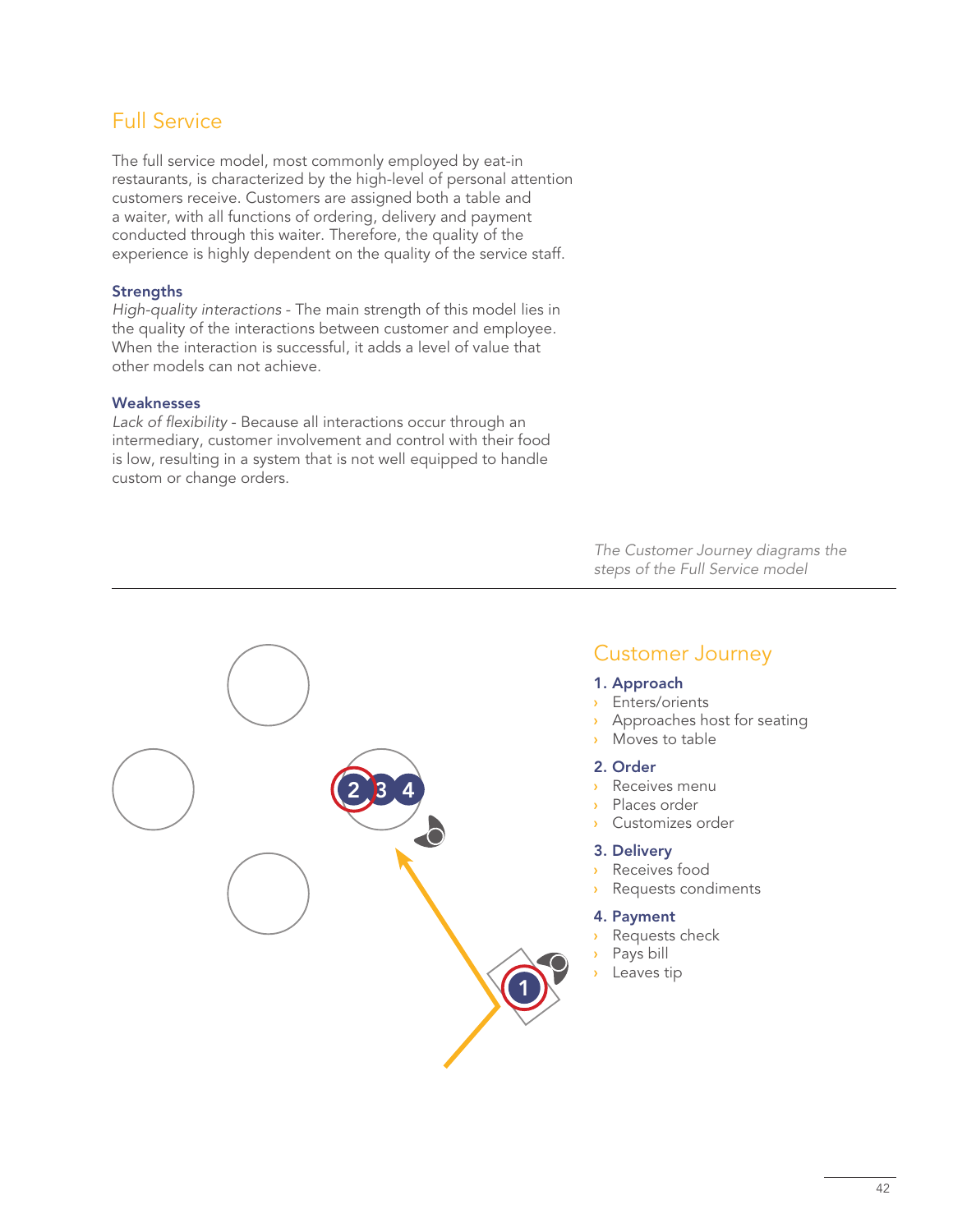## Full Service

The full service model, most commonly employed by eat-in restaurants, is characterized by the high-level of personal attention customers receive. Customers are assigned both a table and a waiter, with all functions of ordering, delivery and payment conducted through this waiter. Therefore, the quality of the experience is highly dependent on the quality of the service staff.

### Strengths

*High-quality interactions* - The main strength of this model lies in the quality of the interactions between customer and employee. When the interaction is successful, it adds a level of value that other models can not achieve.

### Weaknesses

*Lack of flexibility* - Because all interactions occur through an intermediary, customer involvement and control with their food is low, resulting in a system that is not well equipped to handle custom or change orders.

*The Customer Journey diagrams the steps of the Full Service model*

## Customer Journey

**1. Approach**
- Enters/orients
- Approaches host for seating
- Moves to table

**2. Order**
- Receives menu
- Places order
- Customizes order

**3. Delivery**
- Receives food
- Requests condiments

**4. Payment**
- Requests check
- Pays bill
- Leaves tip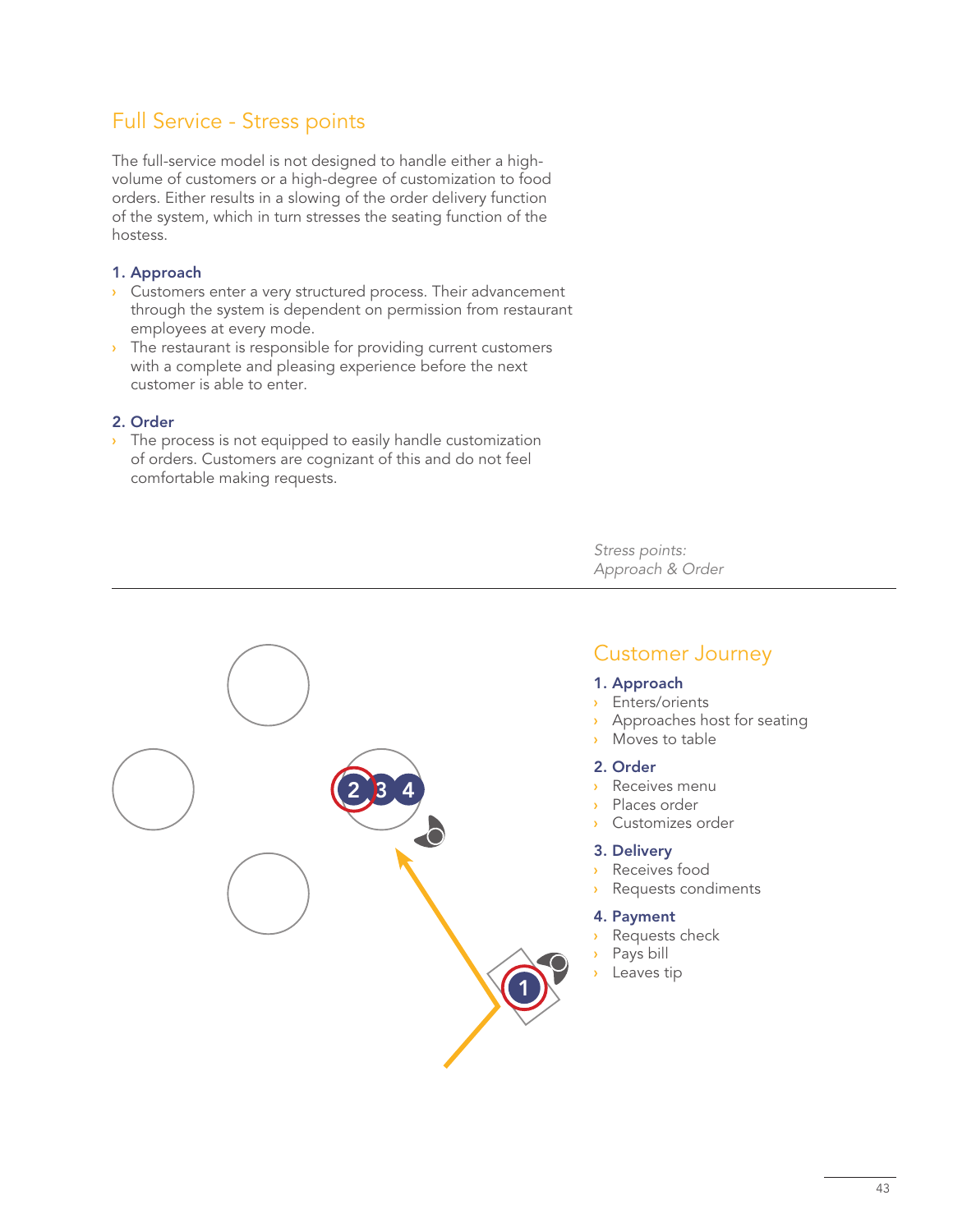## Full Service - Stress points

The full-service model is not designed to handle either a high-volume of customers or a high-degree of customization to food orders. Either results in a slowing of the order delivery function of the system, which in turn stresses the seating function of the hostess.

### 1. Approach

- Customers enter a very structured process. Their advancement through the system is dependent on permission from restaurant employees at every mode.
- The restaurant is responsible for providing current customers with a complete and pleasing experience before the next customer is able to enter.

### 2. Order

- The process is not equipped to easily handle customization of orders. Customers are cognizant of this and do not feel comfortable making requests.

*Stress points: Approach & Order*

## Customer Journey

### 1. Approach

- Enters/orients
- Approaches host for seating
- Moves to table

### 2. Order

- Receives menu
- Places order
- Customizes order

### 3. Delivery

- Receives food
- Requests condiments

### 4. Payment

- Requests check
- Pays bill
- Leaves tip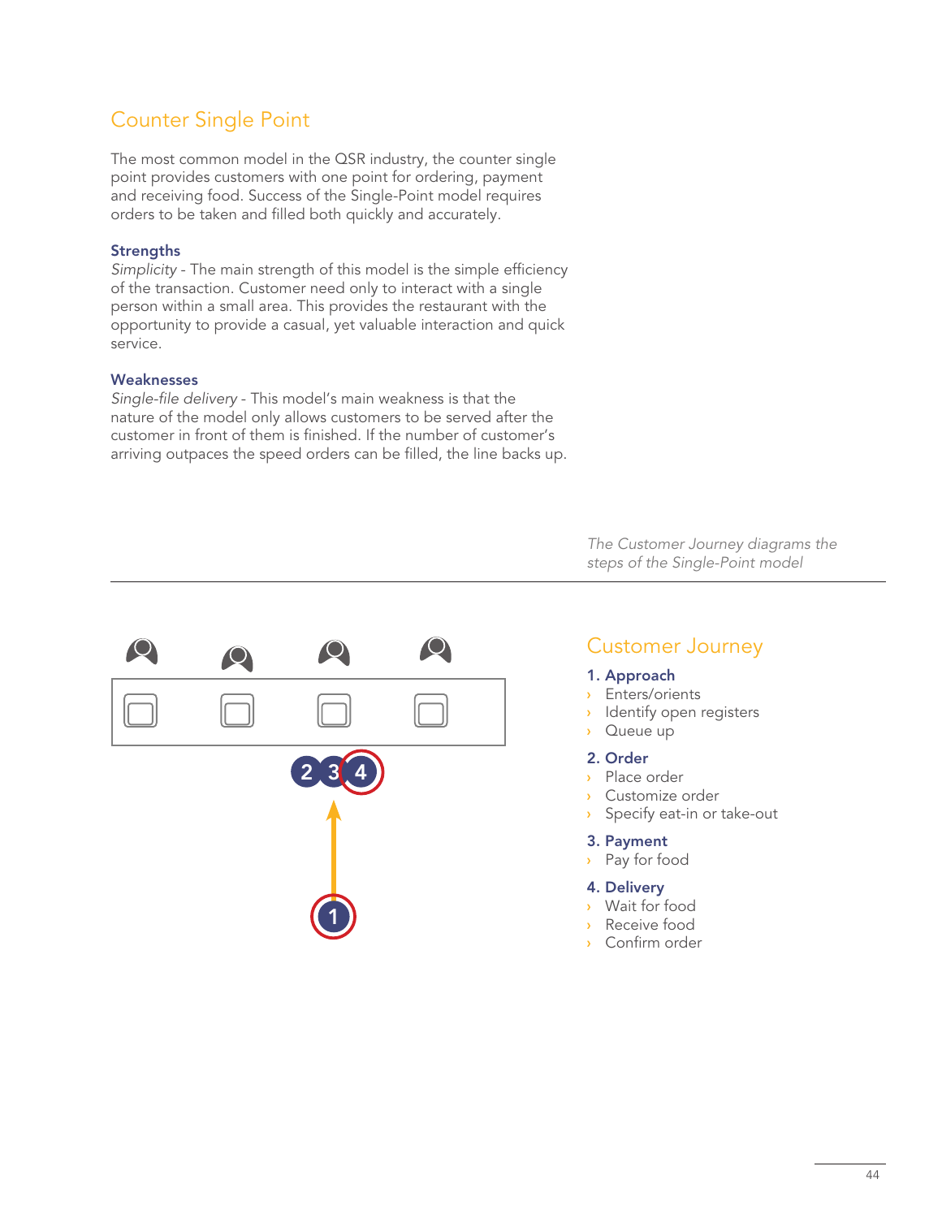## Counter Single Point

The most common model in the QSR industry, the counter single point provides customers with one point for ordering, payment and receiving food. Success of the Single-Point model requires orders to be taken and filled both quickly and accurately.

### Strengths

*Simplicity* - The main strength of this model is the simple efficiency of the transaction. Customer need only to interact with a single person within a small area. This provides the restaurant with the opportunity to provide a casual, yet valuable interaction and quick service.

### Weaknesses

*Single-file delivery* - This model's main weakness is that the nature of the model only allows customers to be served after the customer in front of them is finished. If the number of customer's arriving outpaces the speed orders can be filled, the line backs up.

*The Customer Journey diagrams the steps of the Single-Point model*

## Customer Journey

**1. Approach**
- Enters/orients
- Identify open registers
- Queue up

**2. Order**
- Place order
- Customize order
- Specify eat-in or take-out

**3. Payment**
- Pay for food

**4. Delivery**
- Wait for food
- Receive food
- Confirm order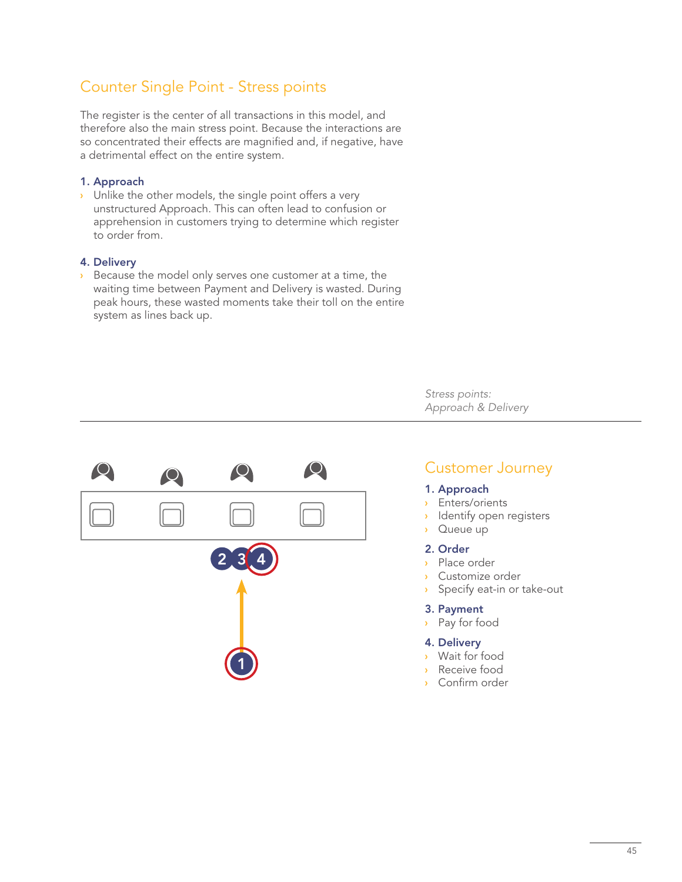## Counter Single Point - Stress points

The register is the center of all transactions in this model, and therefore also the main stress point. Because the interactions are so concentrated their effects are magnified and, if negative, have a detrimental effect on the entire system.

**1. Approach**

- Unlike the other models, the single point offers a very unstructured Approach. This can often lead to confusion or apprehension in customers trying to determine which register to order from.

**4. Delivery**

- Because the model only serves one customer at a time, the waiting time between Payment and Delivery is wasted. During peak hours, these wasted moments take their toll on the entire system as lines back up.

*Stress points:*
*Approach & Delivery*

## Customer Journey

**1. Approach**
- Enters/orients
- Identify open registers
- Queue up

**2. Order**
- Place order
- Customize order
- Specify eat-in or take-out

**3. Payment**
- Pay for food

**4. Delivery**
- Wait for food
- Receive food
- Confirm order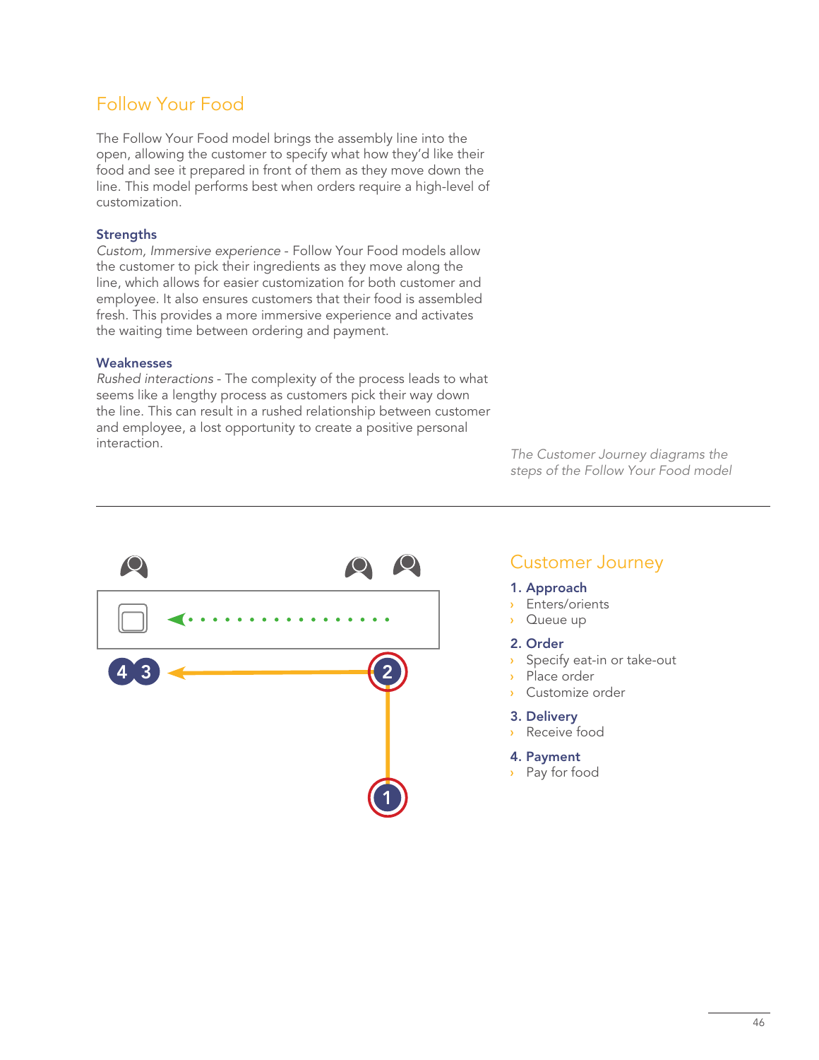## Follow Your Food

The Follow Your Food model brings the assembly line into the open, allowing the customer to specify what how they'd like their food and see it prepared in front of them as they move down the line. This model performs best when orders require a high-level of customization.

### Strengths

*Custom, Immersive experience* - Follow Your Food models allow the customer to pick their ingredients as they move along the line, which allows for easier customization for both customer and employee. It also ensures customers that their food is assembled fresh. This provides a more immersive experience and activates the waiting time between ordering and payment.

### Weaknesses

*Rushed interactions* - The complexity of the process leads to what seems like a lengthy process as customers pick their way down the line. This can result in a rushed relationship between customer and employee, a lost opportunity to create a positive personal interaction.

*The Customer Journey diagrams the steps of the Follow Your Food model*

---

## Customer Journey

**1. Approach**

- Enters/orients
- Queue up

**2. Order**

- Specify eat-in or take-out
- Place order
- Customize order

**3. Delivery**

- Receive food

**4. Payment**

- Pay for food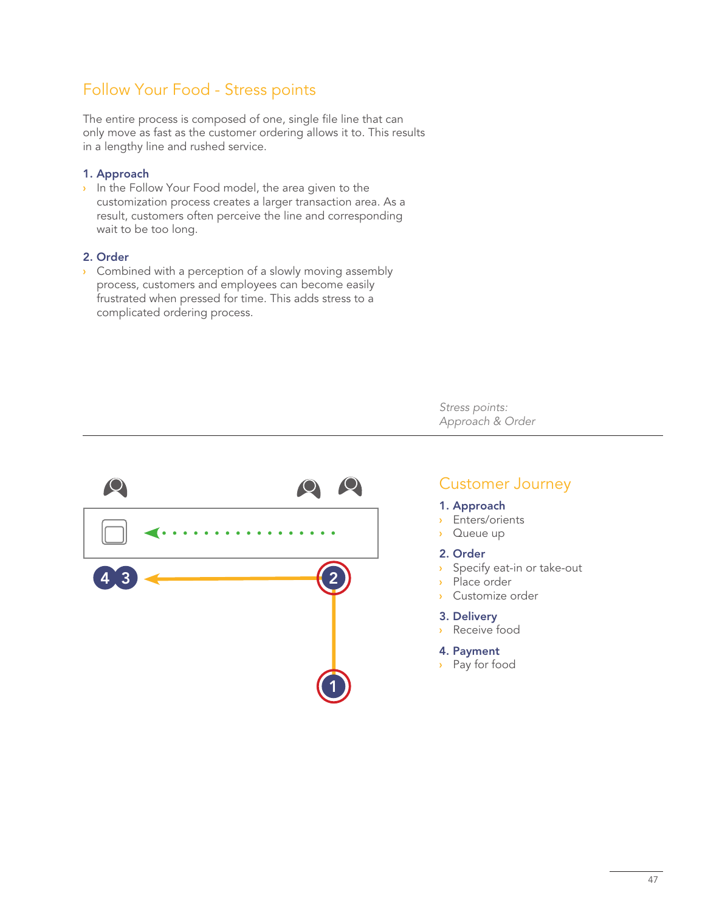## Follow Your Food - Stress points

The entire process is composed of one, single file line that can only move as fast as the customer ordering allows it to. This results in a lengthy line and rushed service.

**1. Approach**

- In the Follow Your Food model, the area given to the customization process creates a larger transaction area. As a result, customers often perceive the line and corresponding wait to be too long.

**2. Order**

- Combined with a perception of a slowly moving assembly process, customers and employees can become easily frustrated when pressed for time. This adds stress to a complicated ordering process.

*Stress points: Approach & Order*

## Customer Journey

**1. Approach**

- Enters/orients
- Queue up

**2. Order**

- Specify eat-in or take-out
- Place order
- Customize order

**3. Delivery**

- Receive food

**4. Payment**

- Pay for food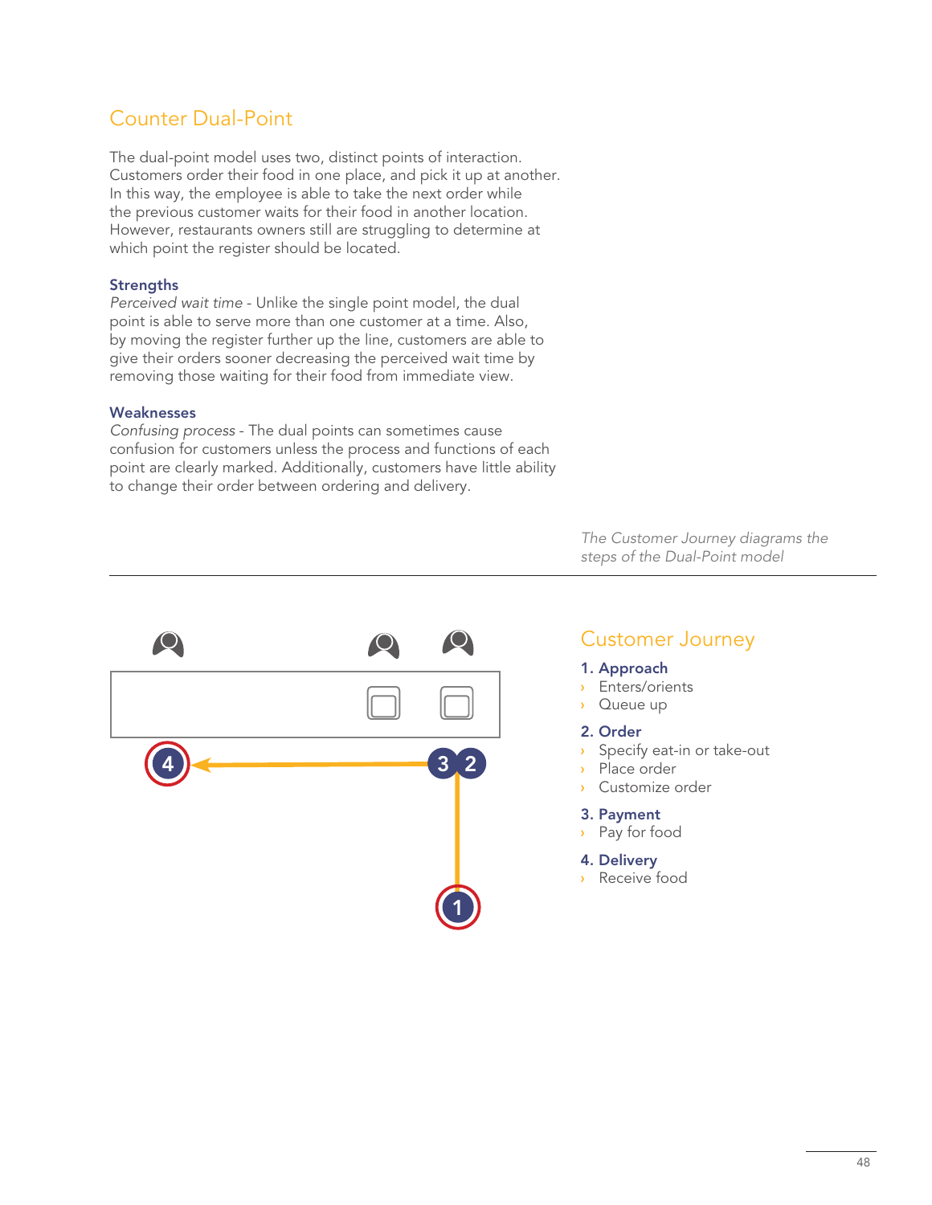## Counter Dual-Point

The dual-point model uses two, distinct points of interaction. Customers order their food in one place, and pick it up at another. In this way, the employee is able to take the next order while the previous customer waits for their food in another location. However, restaurants owners still are struggling to determine at which point the register should be located.

### Strengths

*Perceived wait time* - Unlike the single point model, the dual point is able to serve more than one customer at a time. Also, by moving the register further up the line, customers are able to give their orders sooner decreasing the perceived wait time by removing those waiting for their food from immediate view.

### Weaknesses

*Confusing process* - The dual points can sometimes cause confusion for customers unless the process and functions of each point are clearly marked. Additionally, customers have little ability to change their order between ordering and delivery.

*The Customer Journey diagrams the steps of the Dual-Point model*

## Customer Journey

**1. Approach**
- Enters/orients
- Queue up

**2. Order**
- Specify eat-in or take-out
- Place order
- Customize order

**3. Payment**
- Pay for food

**4. Delivery**
- Receive food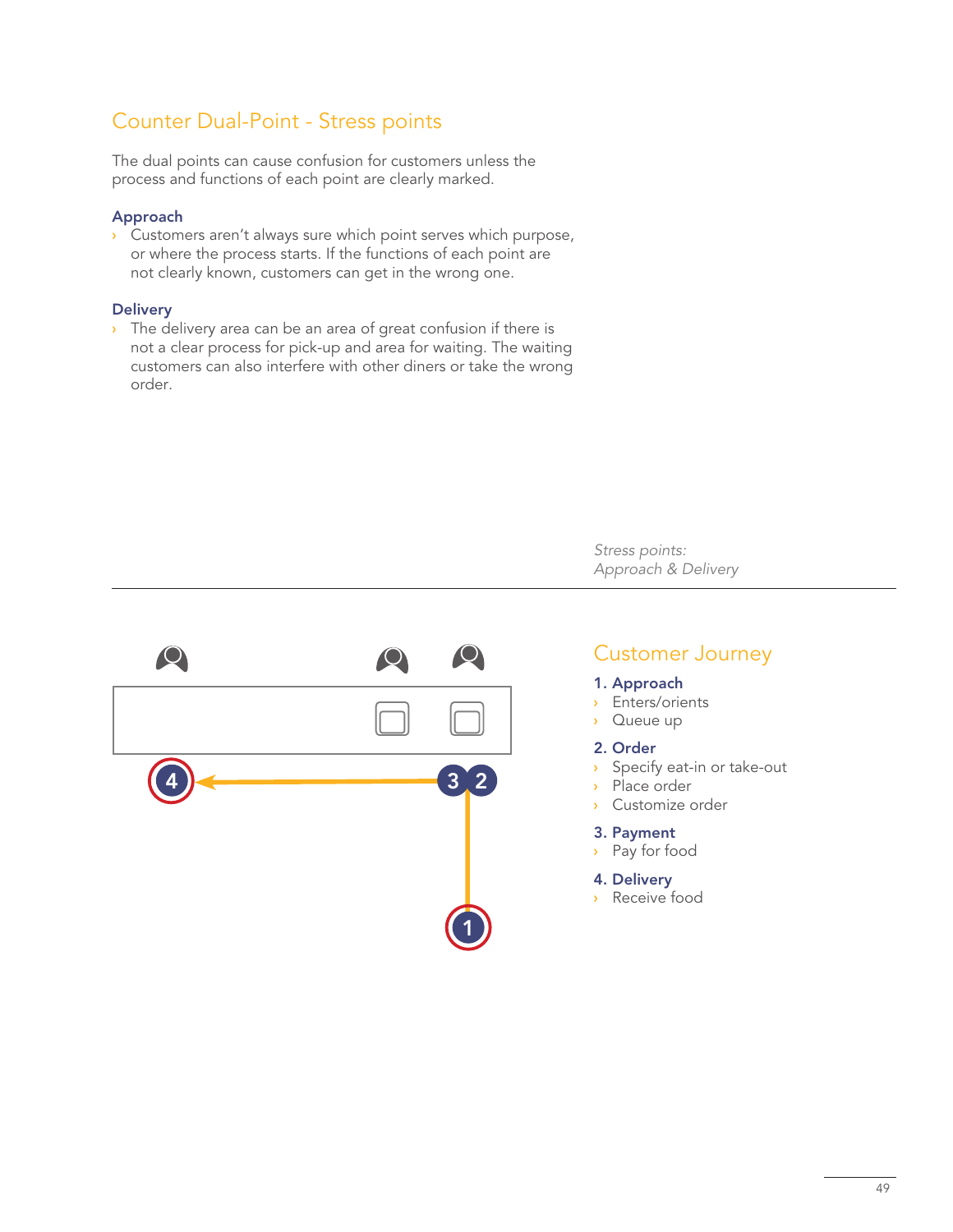## Counter Dual-Point - Stress points

The dual points can cause confusion for customers unless the process and functions of each point are clearly marked.

### Approach

- Customers aren't always sure which point serves which purpose, or where the process starts. If the functions of each point are not clearly known, customers can get in the wrong one.

### Delivery

- The delivery area can be an area of great confusion if there is not a clear process for pick-up and area for waiting. The waiting customers can also interfere with other diners or take the wrong order.

*Stress points: Approach & Delivery*

## Customer Journey

**1. Approach**

- Enters/orients
- Queue up

**2. Order**

- Specify eat-in or take-out
- Place order
- Customize order

**3. Payment**

- Pay for food

**4. Delivery**

- Receive food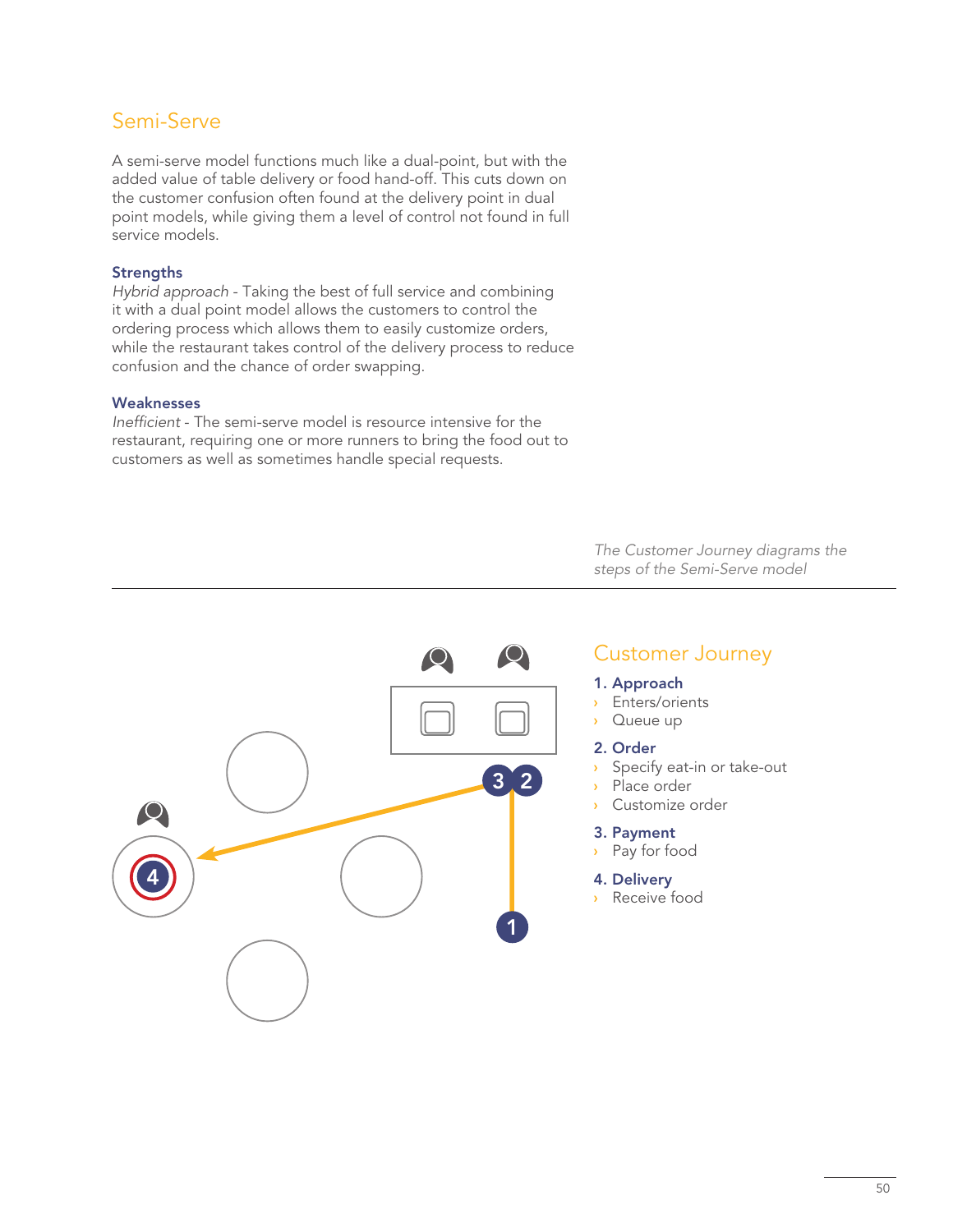## Semi-Serve

A semi-serve model functions much like a dual-point, but with the added value of table delivery or food hand-off. This cuts down on the customer confusion often found at the delivery point in dual point models, while giving them a level of control not found in full service models.

### Strengths

*Hybrid approach* - Taking the best of full service and combining it with a dual point model allows the customers to control the ordering process which allows them to easily customize orders, while the restaurant takes control of the delivery process to reduce confusion and the chance of order swapping.

### Weaknesses

*Inefficient* - The semi-serve model is resource intensive for the restaurant, requiring one or more runners to bring the food out to customers as well as sometimes handle special requests.

*The Customer Journey diagrams the steps of the Semi-Serve model*

## Customer Journey

**1. Approach**
- Enters/orients
- Queue up

**2. Order**
- Specify eat-in or take-out
- Place order
- Customize order

**3. Payment**
- Pay for food

**4. Delivery**
- Receive food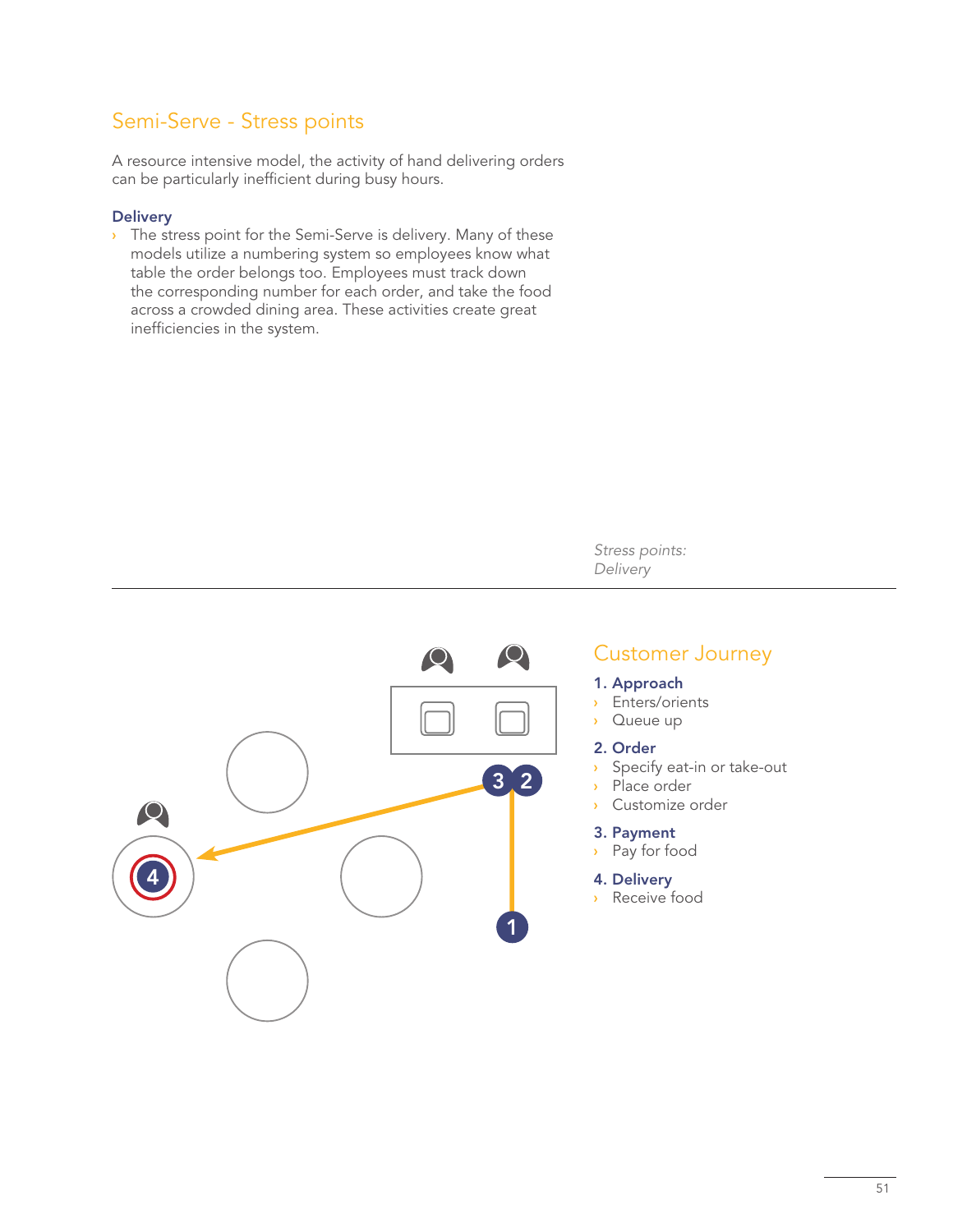## Semi-Serve - Stress points

A resource intensive model, the activity of hand delivering orders can be particularly inefficient during busy hours.

### Delivery

- The stress point for the Semi-Serve is delivery. Many of these models utilize a numbering system so employees know what table the order belongs too. Employees must track down the corresponding number for each order, and take the food across a crowded dining area. These activities create great inefficiencies in the system.

*Stress points: Delivery*

## Customer Journey

**1. Approach**
- Enters/orients
- Queue up

**2. Order**
- Specify eat-in or take-out
- Place order
- Customize order

**3. Payment**
- Pay for food

**4. Delivery**
- Receive food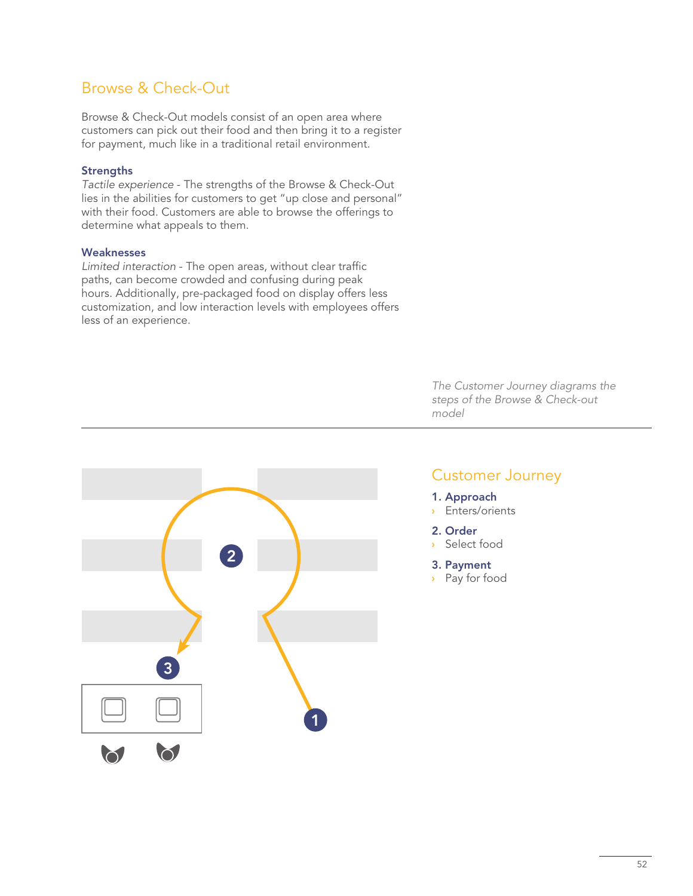## Browse & Check-Out

Browse & Check-Out models consist of an open area where customers can pick out their food and then bring it to a register for payment, much like in a traditional retail environment.

### Strengths

*Tactile experience* - The strengths of the Browse & Check-Out lies in the abilities for customers to get "up close and personal" with their food. Customers are able to browse the offerings to determine what appeals to them.

### Weaknesses

*Limited interaction* - The open areas, without clear traffic paths, can become crowded and confusing during peak hours. Additionally, pre-packaged food on display offers less customization, and low interaction levels with employees offers less of an experience.

*The Customer Journey diagrams the steps of the Browse & Check-out model*

## Customer Journey

**1. Approach**
- Enters/orients

**2. Order**
- Select food

**3. Payment**
- Pay for food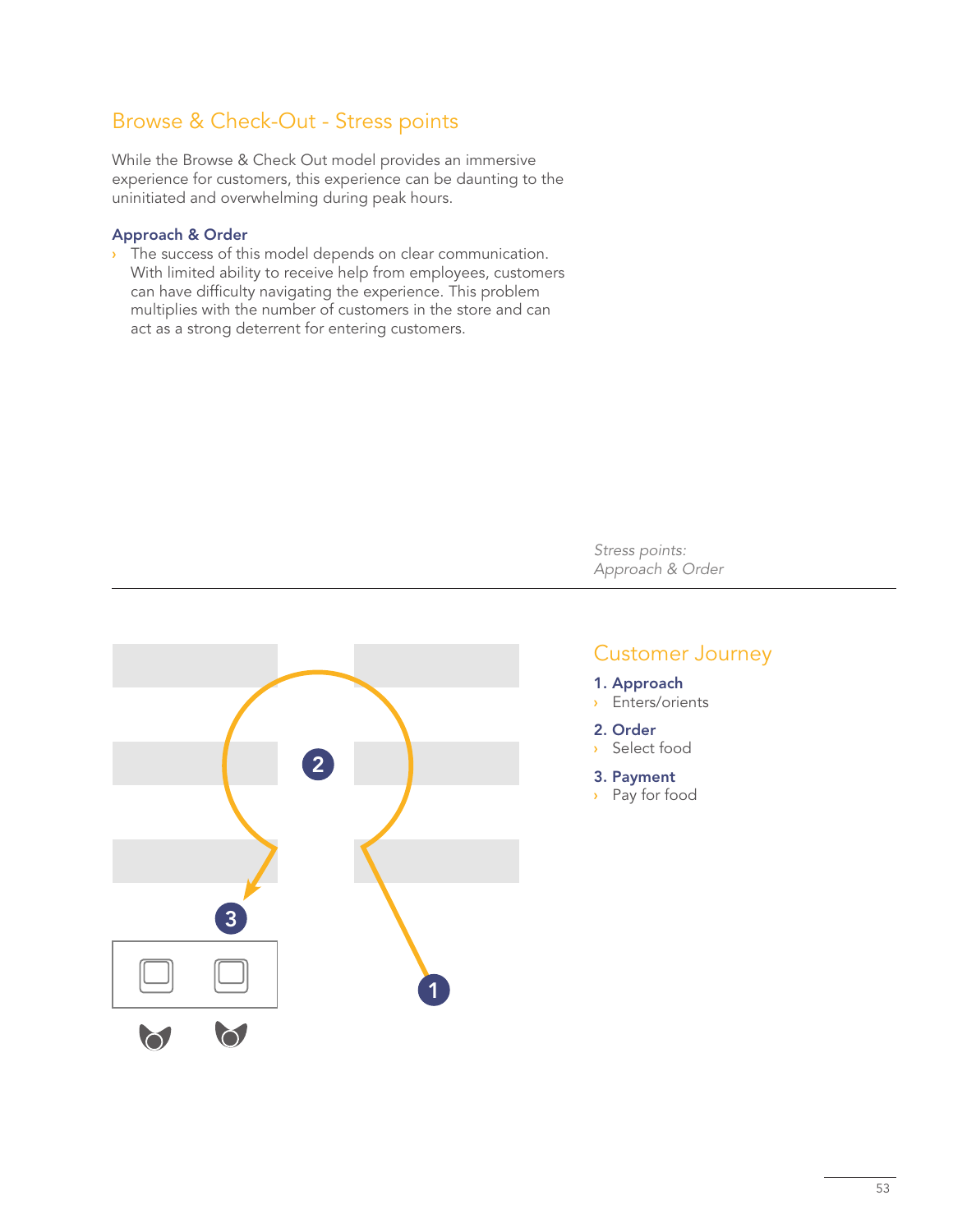## Browse & Check-Out - Stress points

While the Browse & Check Out model provides an immersive experience for customers, this experience can be daunting to the uninitiated and overwhelming during peak hours.

### Approach & Order

- The success of this model depends on clear communication. With limited ability to receive help from employees, customers can have difficulty navigating the experience. This problem multiplies with the number of customers in the store and can act as a strong deterrent for entering customers.

*Stress points:*
*Approach & Order*

## Customer Journey

**1. Approach**
- Enters/orients

**2. Order**
- Select food

**3. Payment**
- Pay for food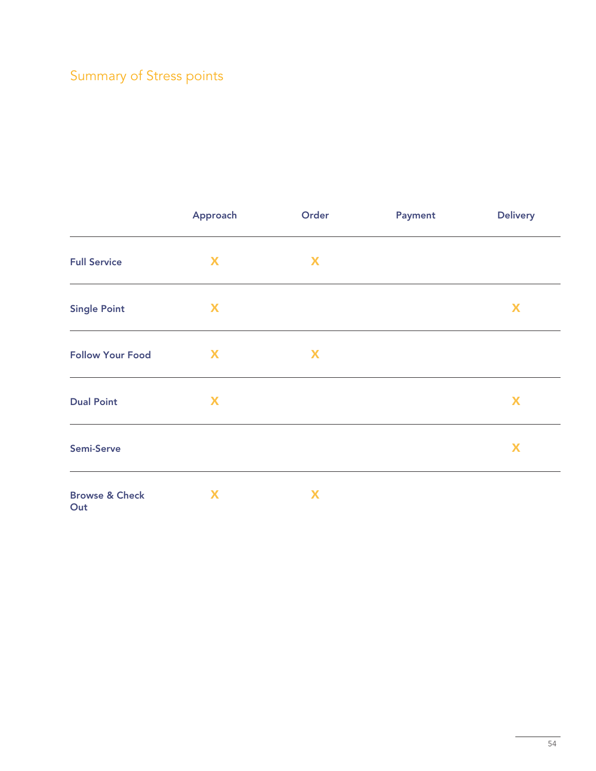## Summary of Stress points

| | Approach | Order | Payment | Delivery |
|---|---|---|---|---|
| **Full Service** | X | X | | |
| **Single Point** | X | | | X |
| **Follow Your Food** | X | X | | |
| **Dual Point** | X | | | X |
| **Semi-Serve** | | | | X |
| **Browse & Check Out** | X | X | | |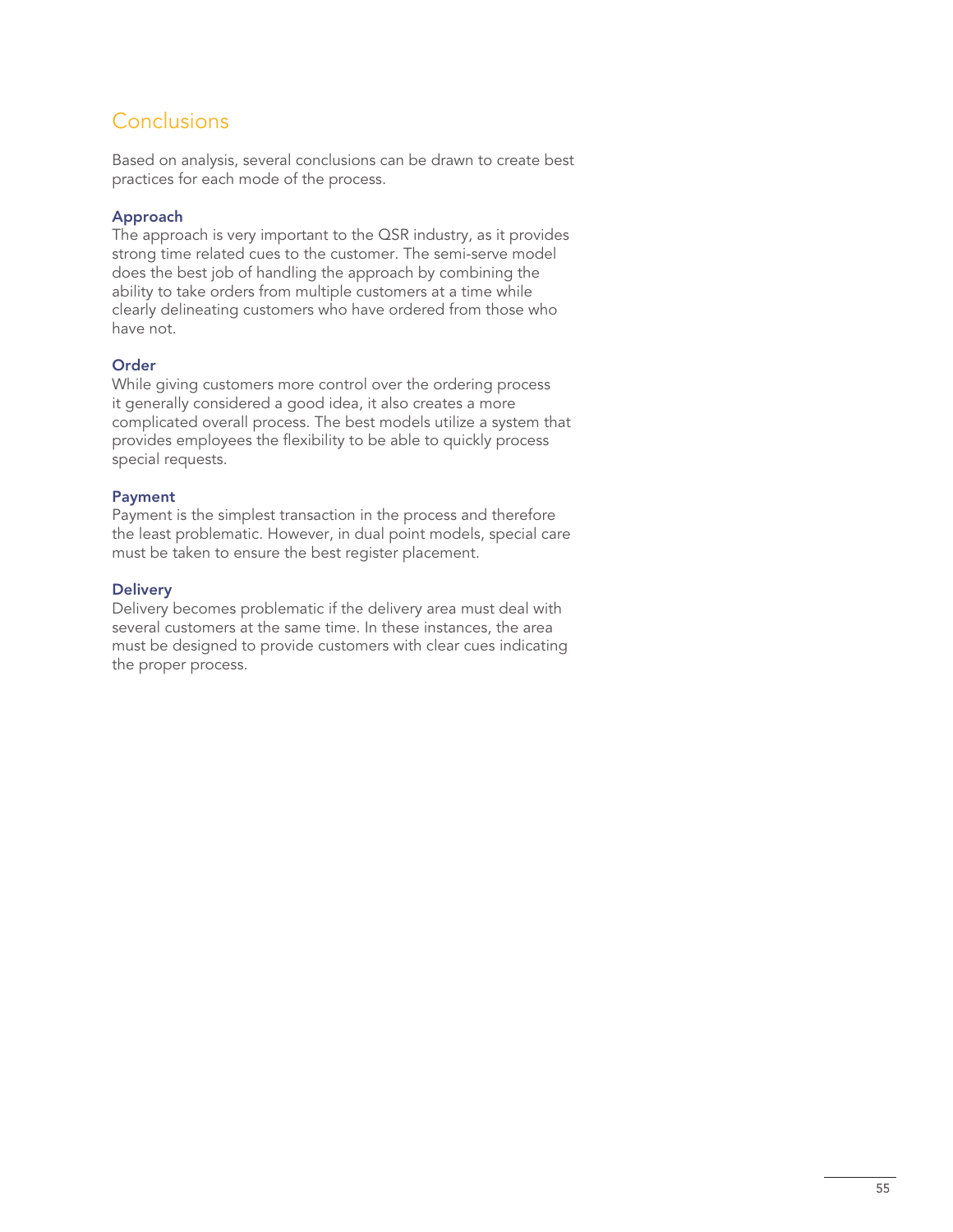## Conclusions

Based on analysis, several conclusions can be drawn to create best practices for each mode of the process.

### Approach

The approach is very important to the QSR industry, as it provides strong time related cues to the customer. The semi-serve model does the best job of handling the approach by combining the ability to take orders from multiple customers at a time while clearly delineating customers who have ordered from those who have not.

### Order

While giving customers more control over the ordering process it generally considered a good idea, it also creates a more complicated overall process. The best models utilize a system that provides employees the flexibility to be able to quickly process special requests.

### Payment

Payment is the simplest transaction in the process and therefore the least problematic. However, in dual point models, special care must be taken to ensure the best register placement.

### Delivery

Delivery becomes problematic if the delivery area must deal with several customers at the same time. In these instances, the area must be designed to provide customers with clear cues indicating the proper process.